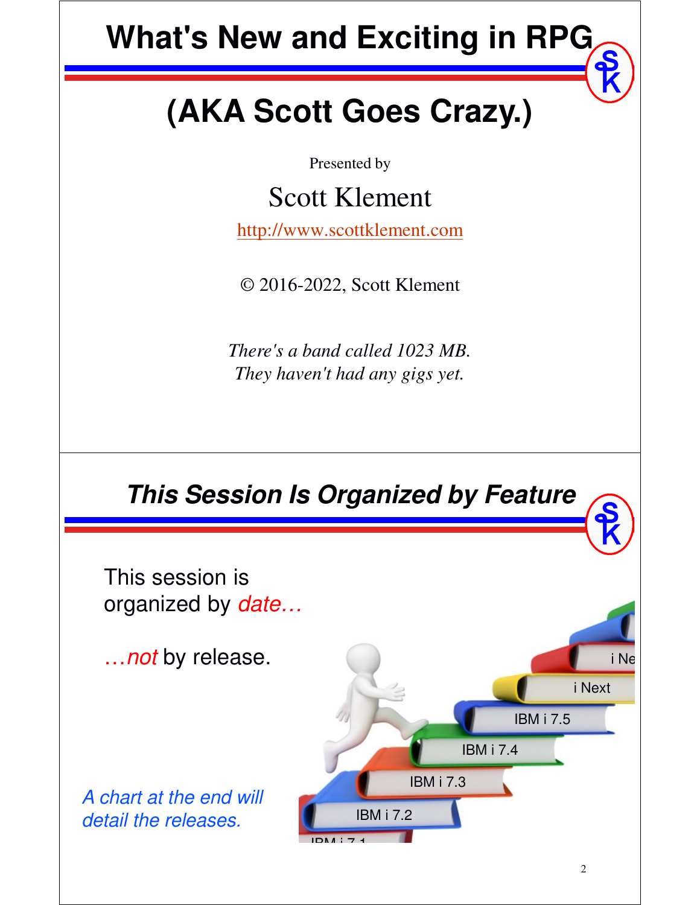# What's New and Exciting in RPG

# (AKA Scott Goes Crazy.)

Presented by

Scott Klement

http://www.scottklement.com

© 2016-2022, Scott Klement

*There's a band called 1023 MB.*
*They haven't had any gigs yet.*

---

## *This Session Is Organized by Feature*

This session is organized by *date…*

*…not* by release.

*A chart at the end will detail the releases.*

IBM i 7.1
IBM i 7.2
IBM i 7.3
IBM i 7.4
IBM i 7.5
i Next
i Ne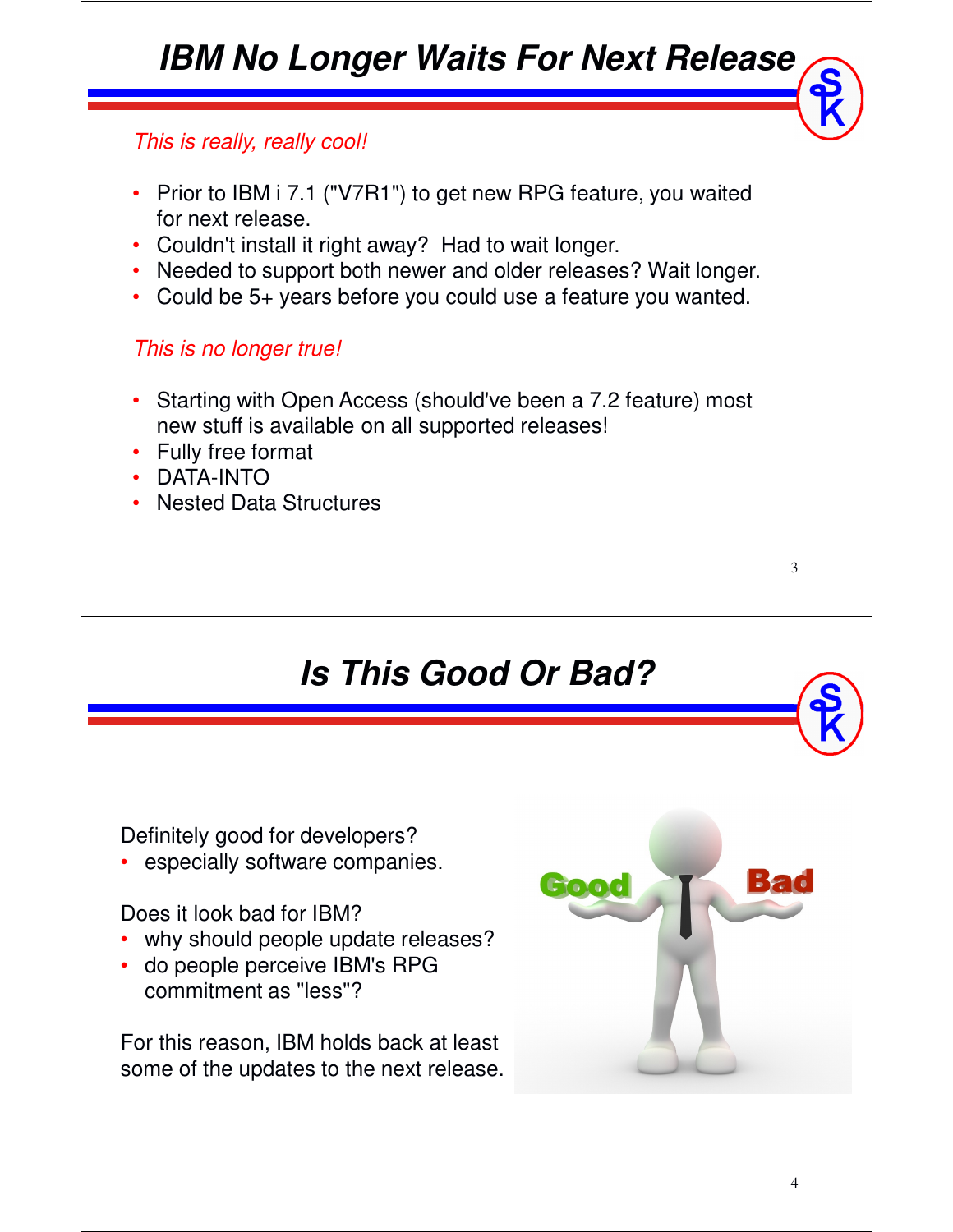# IBM No Longer Waits For Next Release

*This is really, really cool!*

- Prior to IBM i 7.1 ("V7R1") to get new RPG feature, you waited for next release.
- Couldn't install it right away? Had to wait longer.
- Needed to support both newer and older releases? Wait longer.
- Could be 5+ years before you could use a feature you wanted.

*This is no longer true!*

- Starting with Open Access (should've been a 7.2 feature) most new stuff is available on all supported releases!
- Fully free format
- DATA-INTO
- Nested Data Structures

# Is This Good Or Bad?

Definitely good for developers?

- especially software companies.

Does it look bad for IBM?

- why should people update releases?
- do people perceive IBM's RPG commitment as "less"?

For this reason, IBM holds back at least some of the updates to the next release.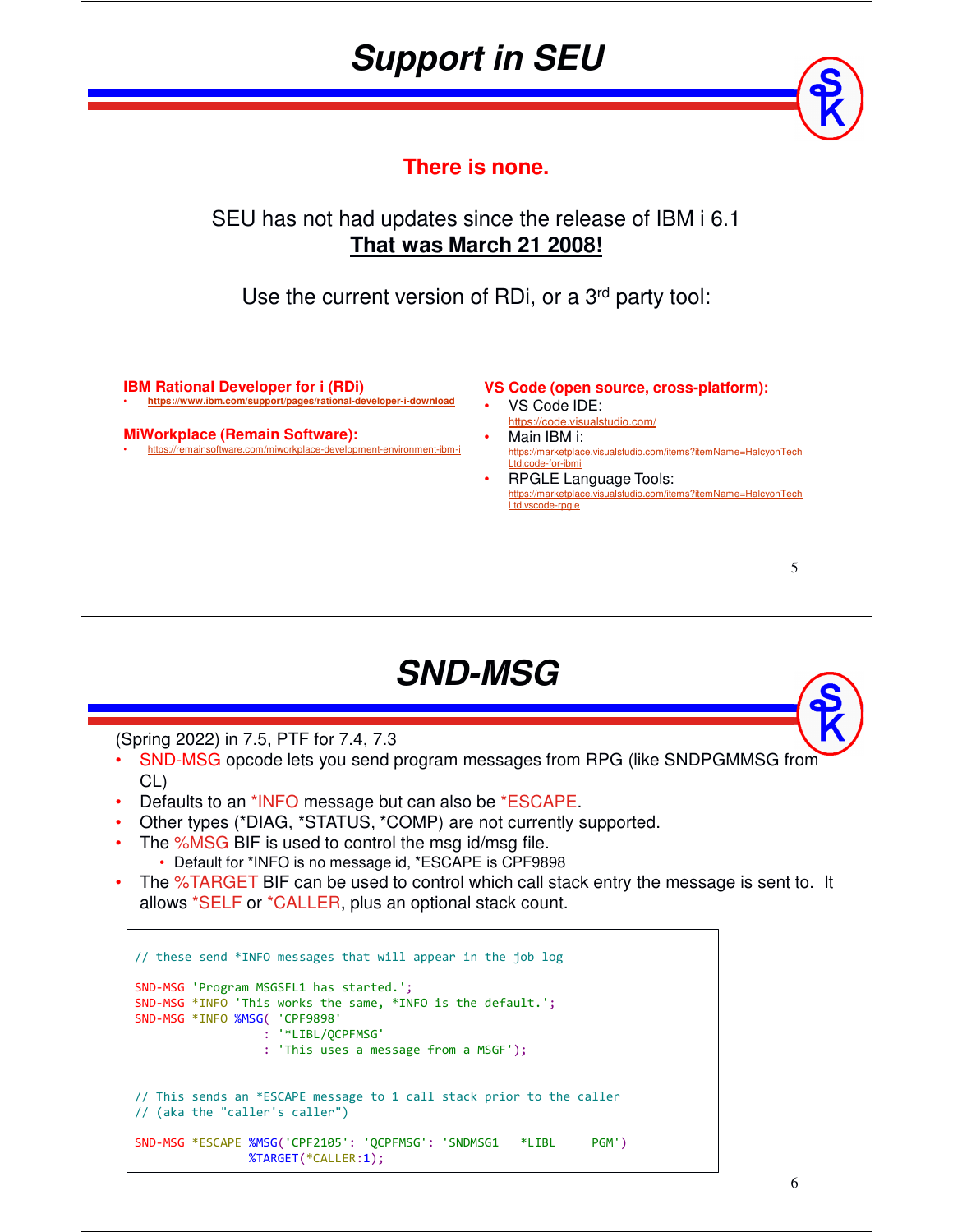# Support in SEU

**There is none.**

SEU has not had updates since the release of IBM i 6.1
**That was March 21 2008!**

Use the current version of RDi, or a 3rd party tool:

**IBM Rational Developer for i (RDi)**

- https://www.ibm.com/support/pages/rational-developer-i-download

**MiWorkplace (Remain Software):**

- https://remainsoftware.com/miworkplace-development-environment-ibm-i

**VS Code (open source, cross-platform):**

- VS Code IDE: https://code.visualstudio.com/
- Main IBM i: https://marketplace.visualstudio.com/items?itemName=HalcyonTechLtd.code-for-ibmi
- RPGLE Language Tools: https://marketplace.visualstudio.com/items?itemName=HalcyonTechLtd.vscode-rpgle

# SND-MSG

(Spring 2022) in 7.5, PTF for 7.4, 7.3

- SND-MSG opcode lets you send program messages from RPG (like SNDPGMMSG from CL)
- Defaults to an *INFO message but can also be *ESCAPE.
- Other types (*DIAG, *STATUS, *COMP) are not currently supported.
- The %MSG BIF is used to control the msg id/msg file.
  - Default for *INFO is no message id, *ESCAPE is CPF9898
- The %TARGET BIF can be used to control which call stack entry the message is sent to. It allows *SELF or *CALLER, plus an optional stack count.

```
// these send *INFO messages that will appear in the job log

SND-MSG 'Program MSGSFL1 has started.';
SND-MSG *INFO 'This works the same, *INFO is the default.';
SND-MSG *INFO %MSG( 'CPF9898'
                  : '*LIBL/QCPFMSG'
                  : 'This uses a message from a MSGF');


// This sends an *ESCAPE message to 1 call stack prior to the caller
// (aka the "caller's caller")

SND-MSG *ESCAPE %MSG('CPF2105': 'QCPFMSG': 'SNDMSG1   *LIBL     PGM')
                %TARGET(*CALLER:1);
```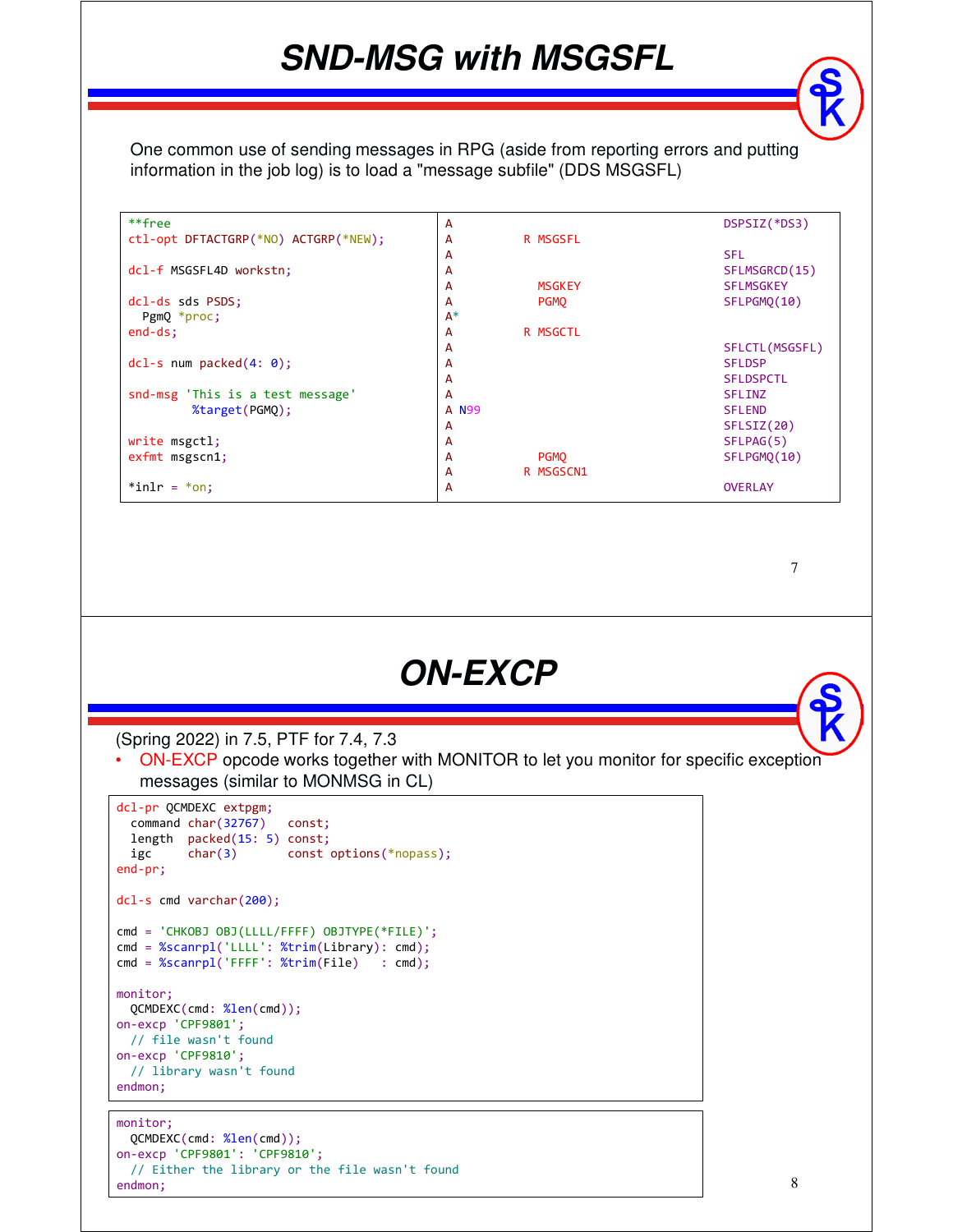# SND-MSG with MSGSFL

One common use of sending messages in RPG (aside from reporting errors and putting information in the job log) is to load a "message subfile" (DDS MSGSFL)

```
**free
ctl-opt DFTACTGRP(*NO) ACTGRP(*NEW);

dcl-f MSGSFL4D workstn;

dcl-ds sds PSDS;
  PgmQ *proc;
end-ds;

dcl-s num packed(4: 0);

snd-msg 'This is a test message'
        %target(PGMQ);

write msgctl;
exfmt msgscn1;

*inlr = *on;
```

```
A                                      DSPSIZ(*DS3)
A          R MSGSFL
A                                      SFL
A                                      SFLMSGRCD(15)
A            MSGKEY                    SFLMSGKEY
A            PGMQ                      SFLPGMQ(10)
A*
A          R MSGCTL
A                                      SFLCTL(MSGSFL)
A                                      SFLDSP
A                                      SFLDSPCTL
A                                      SFLINZ
A N99                                  SFLEND
A                                      SFLSIZ(20)
A                                      SFLPAG(5)
A            PGMQ                      SFLPGMQ(10)
A          R MSGSCN1
A                                      OVERLAY
```

# ON-EXCP

(Spring 2022) in 7.5, PTF for 7.4, 7.3

- ON-EXCP opcode works together with MONITOR to let you monitor for specific exception messages (similar to MONMSG in CL)

```
dcl-pr QCMDEXC extpgm;
  command char(32767)   const;
  length  packed(15: 5) const;
  igc     char(3)       const options(*nopass);
end-pr;

dcl-s cmd varchar(200);

cmd = 'CHKOBJ OBJ(LLLL/FFFF) OBJTYPE(*FILE)';
cmd = %scanrpl('LLLL': %trim(Library): cmd);
cmd = %scanrpl('FFFF': %trim(File)   : cmd);

monitor;
  QCMDEXC(cmd: %len(cmd));
on-excp 'CPF9801';
  // file wasn't found
on-excp 'CPF9810';
  // library wasn't found
endmon;
```

```
monitor;
  QCMDEXC(cmd: %len(cmd));
on-excp 'CPF9801': 'CPF9810';
  // Either the library or the file wasn't found
endmon;
```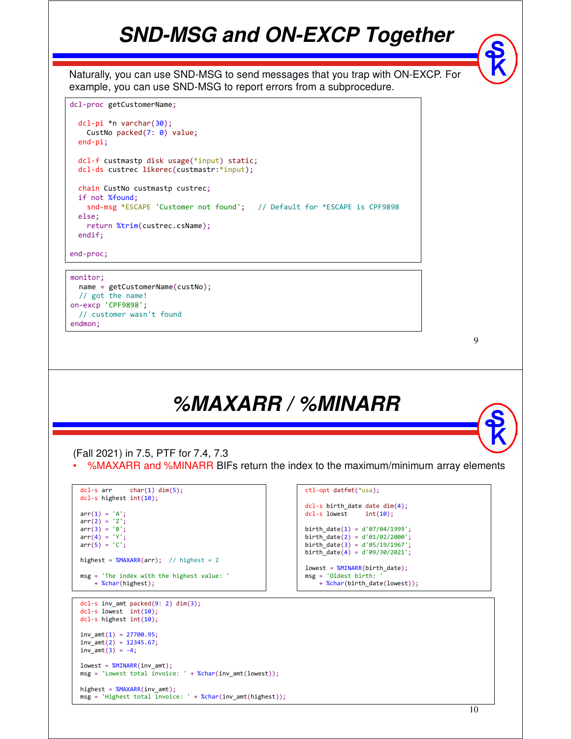# SND-MSG and ON-EXCP Together

Naturally, you can use SND-MSG to send messages that you trap with ON-EXCP. For example, you can use SND-MSG to report errors from a subprocedure.

```
dcl-proc getCustomerName;

  dcl-pi *n varchar(30);
    CustNo packed(7: 0) value;
  end-pi;

  dcl-f custmastp disk usage(*input) static;
  dcl-ds custrec likerec(custmastr:*input);

  chain CustNo custmastp custrec;
  if not %found;
    snd-msg *ESCAPE 'Customer not found';   // Default for *ESCAPE is CPF9898
  else;
    return %trim(custrec.csName);
  endif;

end-proc;
```

```
monitor;
  name = getCustomerName(custNo);
  // got the name!
on-excp 'CPF9898';
  // customer wasn't found
endmon;
```

# %MAXARR / %MINARR

(Fall 2021) in 7.5, PTF for 7.4, 7.3

- %MAXARR and %MINARR BIFs return the index to the maximum/minimum array elements

```
dcl-s arr     char(1) dim(5);
dcl-s highest int(10);

arr(1) = 'A';
arr(2) = 'Z';
arr(3) = 'B';
arr(4) = 'Y';
arr(5) = 'C';

highest = %MAXARR(arr);  // highest = 2

msg = 'The index with the highest value: '
    + %char(highest);
```

```
ctl-opt datfmt(*usa);

dcl-s birth_date date dim(4);
dcl-s lowest     int(10);

birth_date(1) = d'07/04/1999';
birth_date(2) = d'01/02/2000';
birth_date(3) = d'05/19/1967';
birth_date(4) = d'09/30/2021';

lowest = %MINARR(birth_date);
msg = 'Oldest birth: '
    + %char(birth_date(lowest));
```

```
dcl-s inv_amt packed(9: 2) dim(3);
dcl-s lowest  int(10);
dcl-s highest int(10);

inv_amt(1) = 27700.95;
inv_amt(2) = 12345.67;
inv_amt(3) = -4;

lowest = %MINARR(inv_amt);
msg = 'Lowest total invoice: ' + %char(inv_amt(lowest));

highest = %MAXARR(inv_amt);
msg = 'Highest total invoice: ' + %char(inv_amt(highest));
```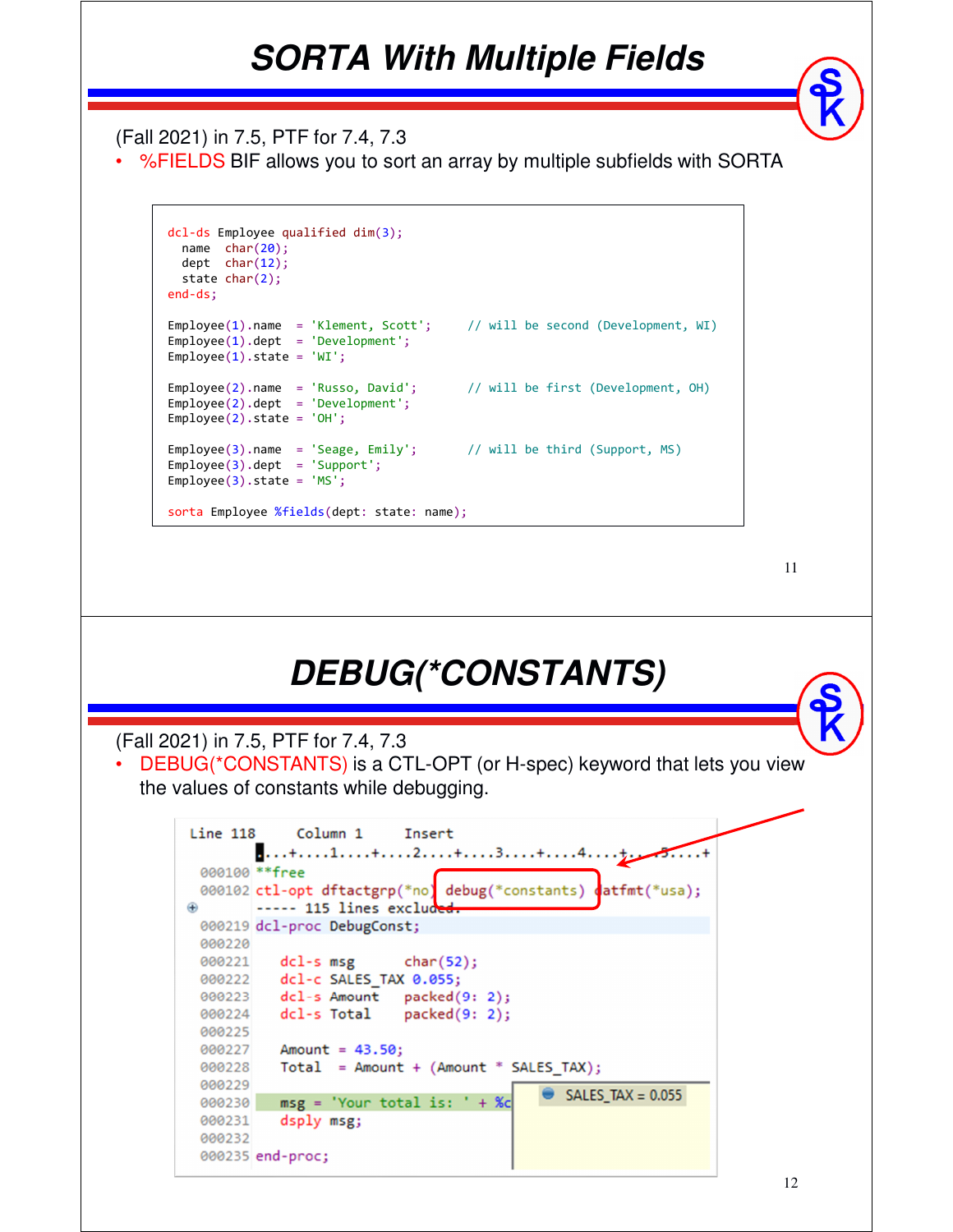# SORTA With Multiple Fields

(Fall 2021) in 7.5, PTF for 7.4, 7.3

- %FIELDS BIF allows you to sort an array by multiple subfields with SORTA

```
dcl-ds Employee qualified dim(3);
  name  char(20);
  dept  char(12);
  state char(2);
end-ds;

Employee(1).name  = 'Klement, Scott';     // will be second (Development, WI)
Employee(1).dept  = 'Development';
Employee(1).state = 'WI';

Employee(2).name  = 'Russo, David';       // will be first (Development, OH)
Employee(2).dept  = 'Development';
Employee(2).state = 'OH';

Employee(3).name  = 'Seage, Emily';       // will be third (Support, MS)
Employee(3).dept  = 'Support';
Employee(3).state = 'MS';

sorta Employee %fields(dept: state: name);
```

# DEBUG(*CONSTANTS)

(Fall 2021) in 7.5, PTF for 7.4, 7.3

- DEBUG(*CONSTANTS) is a CTL-OPT (or H-spec) keyword that lets you view the values of constants while debugging.

```
Line 118     Column 1     Insert
 ....+....1....+....2....+....3....+....4....+....5....+
000100 **free
000102 ctl-opt dftactgrp(*no) debug(*constants) datfmt(*usa);
       ----- 115 lines excluded-
000219 dcl-proc DebugConst;
000220
000221   dcl-s msg      char(52);
000222   dcl-c SALES_TAX 0.055;
000223   dcl-s Amount   packed(9: 2);
000224   dcl-s Total    packed(9: 2);
000225
000227   Amount = 43.50;
000228   Total  = Amount + (Amount * SALES_TAX);
000229
000230   msg = 'Your total is: ' + %c        SALES_TAX = 0.055
000231   dsply msg;
000232
000235 end-proc;
```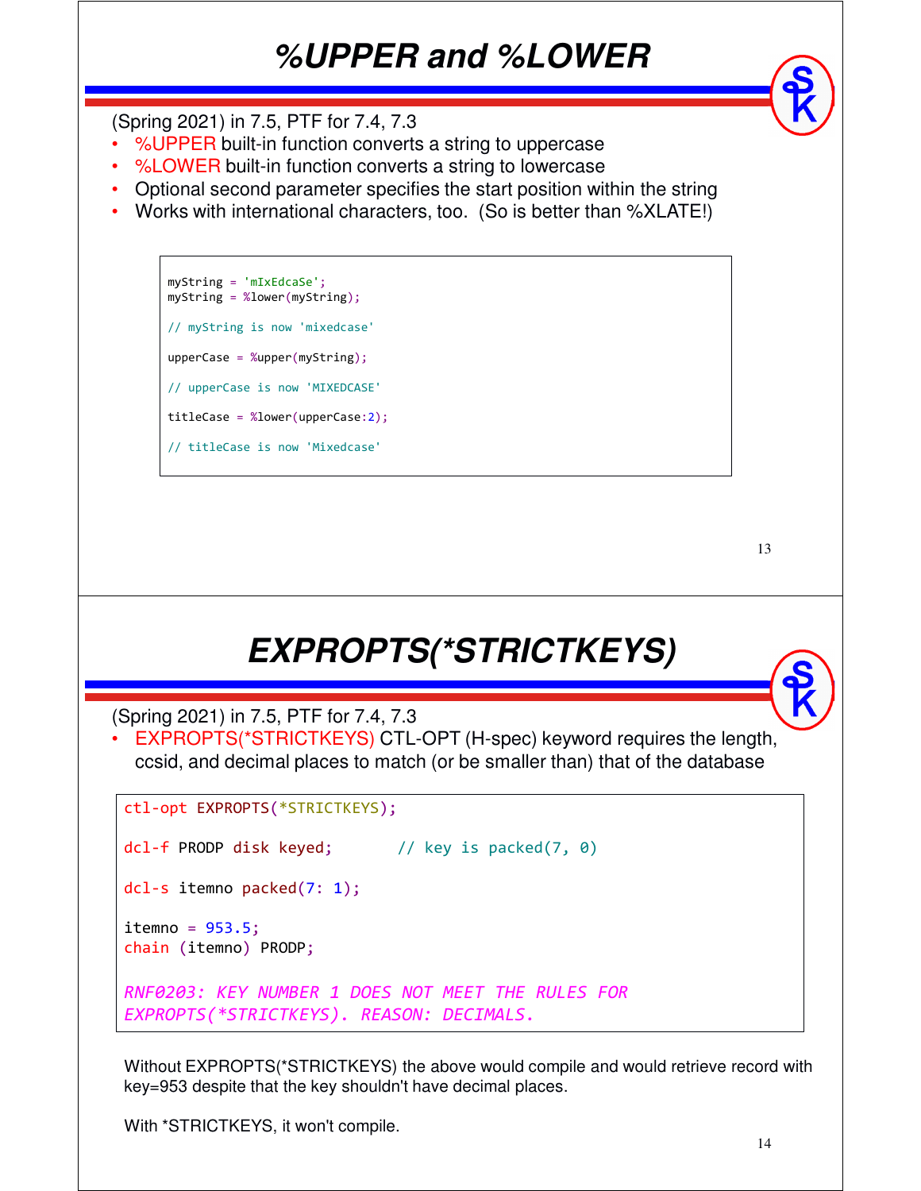# *%UPPER and %LOWER*

(Spring 2021) in 7.5, PTF for 7.4, 7.3

- %UPPER built-in function converts a string to uppercase
- %LOWER built-in function converts a string to lowercase
- Optional second parameter specifies the start position within the string
- Works with international characters, too. (So is better than %XLATE!)

```
myString = 'mIxEdcaSe';
myString = %lower(myString);

// myString is now 'mixedcase'

upperCase = %upper(myString);

// upperCase is now 'MIXEDCASE'

titleCase = %lower(upperCase:2);

// titleCase is now 'Mixedcase'
```

# *EXPROPTS(*STRICTKEYS)*

(Spring 2021) in 7.5, PTF for 7.4, 7.3

- EXPROPTS(*STRICTKEYS) CTL-OPT (H-spec) keyword requires the length, ccsid, and decimal places to match (or be smaller than) that of the database

```
ctl-opt EXPROPTS(*STRICTKEYS);

dcl-f PRODP disk keyed;       // key is packed(7, 0)

dcl-s itemno packed(7: 1);

itemno = 953.5;
chain (itemno) PRODP;

RNF0203: KEY NUMBER 1 DOES NOT MEET THE RULES FOR
EXPROPTS(*STRICTKEYS). REASON: DECIMALS.
```

Without EXPROPTS(*STRICTKEYS) the above would compile and would retrieve record with key=953 despite that the key shouldn't have decimal places.

With *STRICTKEYS, it won't compile.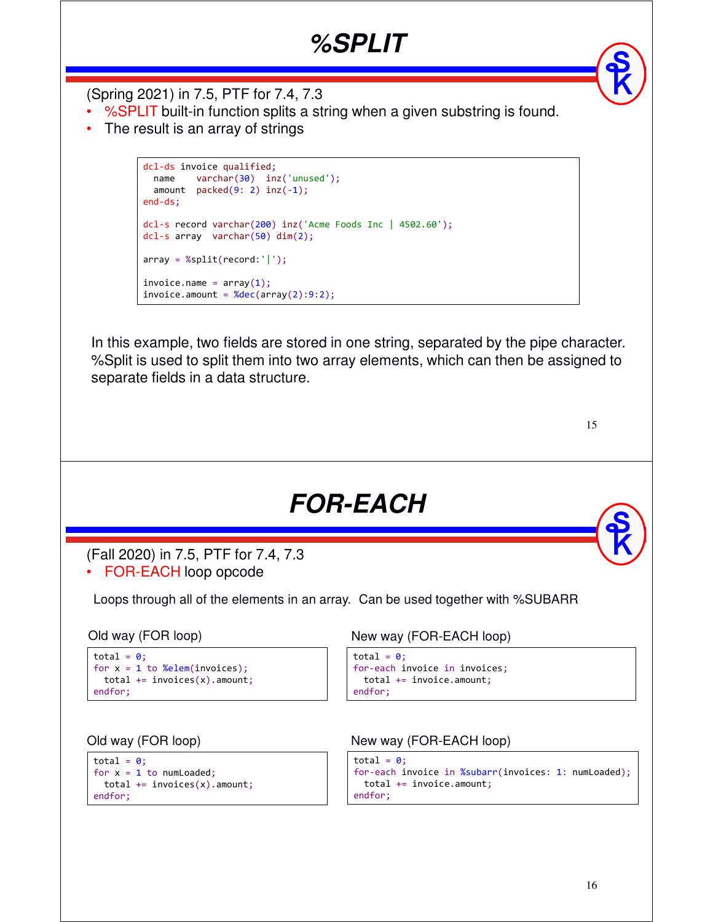# %SPLIT

(Spring 2021) in 7.5, PTF for 7.4, 7.3

- %SPLIT built-in function splits a string when a given substring is found.
- The result is an array of strings

```
dcl-ds invoice qualified;
  name    varchar(30)  inz('unused');
  amount  packed(9: 2) inz(-1);
end-ds;

dcl-s record varchar(200) inz('Acme Foods Inc | 4502.60');
dcl-s array  varchar(50) dim(2);

array = %split(record:'|');

invoice.name = array(1);
invoice.amount = %dec(array(2):9:2);
```

In this example, two fields are stored in one string, separated by the pipe character. %Split is used to split them into two array elements, which can then be assigned to separate fields in a data structure.

# FOR-EACH

(Fall 2020) in 7.5, PTF for 7.4, 7.3

- FOR-EACH loop opcode

Loops through all of the elements in an array. Can be used together with %SUBARR

Old way (FOR loop)

```
total = 0;
for x = 1 to %elem(invoices);
  total += invoices(x).amount;
endfor;
```

New way (FOR-EACH loop)

```
total = 0;
for-each invoice in invoices;
  total += invoice.amount;
endfor;
```

Old way (FOR loop)

```
total = 0;
for x = 1 to numLoaded;
  total += invoices(x).amount;
endfor;
```

New way (FOR-EACH loop)

```
total = 0;
for-each invoice in %subarr(invoices: 1: numLoaded);
  total += invoice.amount;
endfor;
```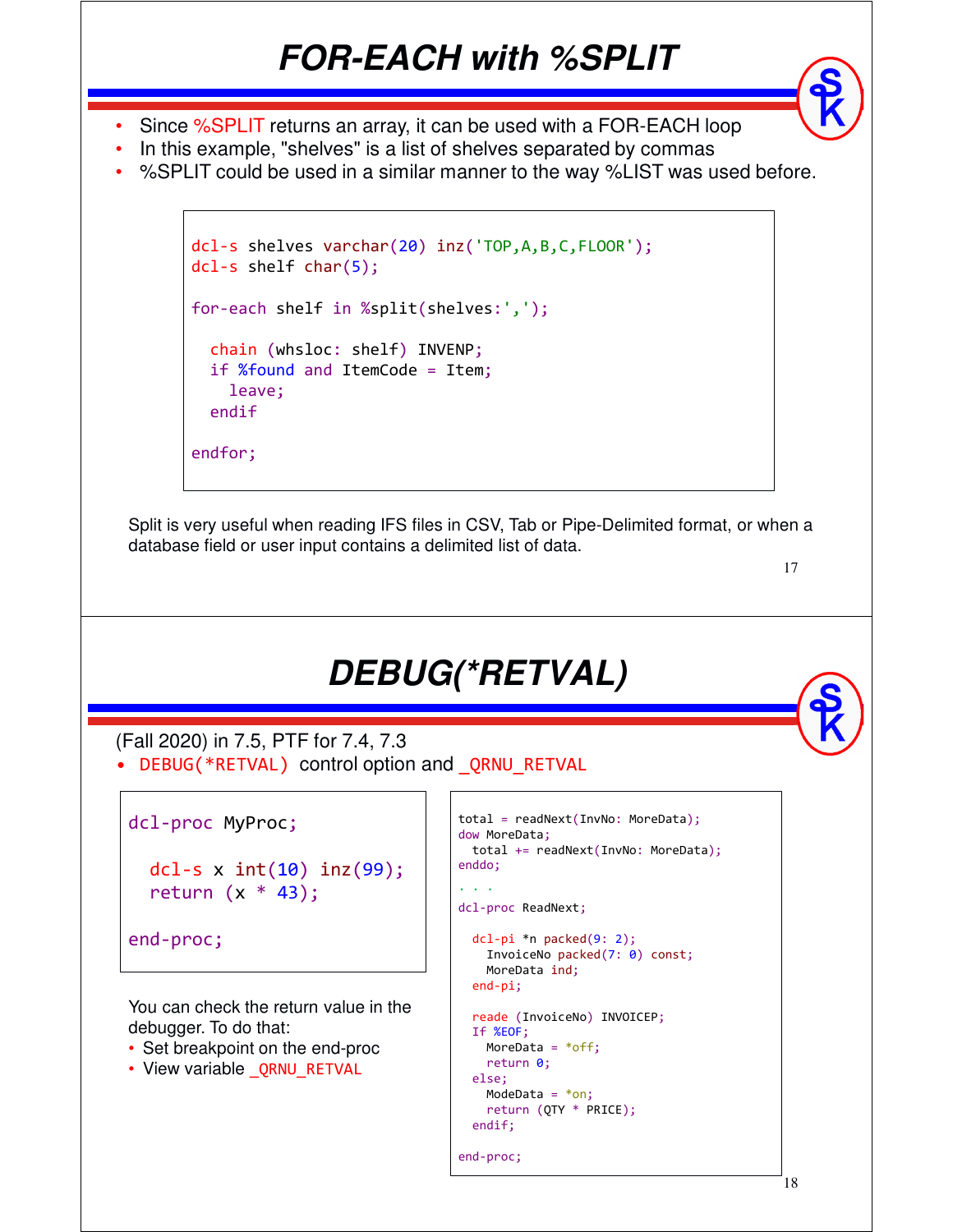# FOR-EACH with %SPLIT

- Since %SPLIT returns an array, it can be used with a FOR-EACH loop
- In this example, "shelves" is a list of shelves separated by commas
- %SPLIT could be used in a similar manner to the way %LIST was used before.

```
dcl-s shelves varchar(20) inz('TOP,A,B,C,FLOOR');
dcl-s shelf char(5);

for-each shelf in %split(shelves:',');

  chain (whsloc: shelf) INVENP;
  if %found and ItemCode = Item;
    leave;
  endif

endfor;
```

Split is very useful when reading IFS files in CSV, Tab or Pipe-Delimited format, or when a database field or user input contains a delimited list of data.

# DEBUG(*RETVAL)

(Fall 2020) in 7.5, PTF for 7.4, 7.3

- DEBUG(*RETVAL) control option and _QRNU_RETVAL

```
dcl-proc MyProc;

  dcl-s x int(10) inz(99);
  return (x * 43);

end-proc;
```

You can check the return value in the debugger. To do that:

- Set breakpoint on the end-proc
- View variable _QRNU_RETVAL

```
total = readNext(InvNo: MoreData);
dow MoreData;
  total += readNext(InvNo: MoreData);
enddo;
. . .
dcl-proc ReadNext;

  dcl-pi *n packed(9: 2);
    InvoiceNo packed(7: 0) const;
    MoreData ind;
  end-pi;

  reade (InvoiceNo) INVOICEP;
  If %EOF;
    MoreData = *off;
    return 0;
  else;
    ModeData = *on;
    return (QTY * PRICE);
  endif;

end-proc;
```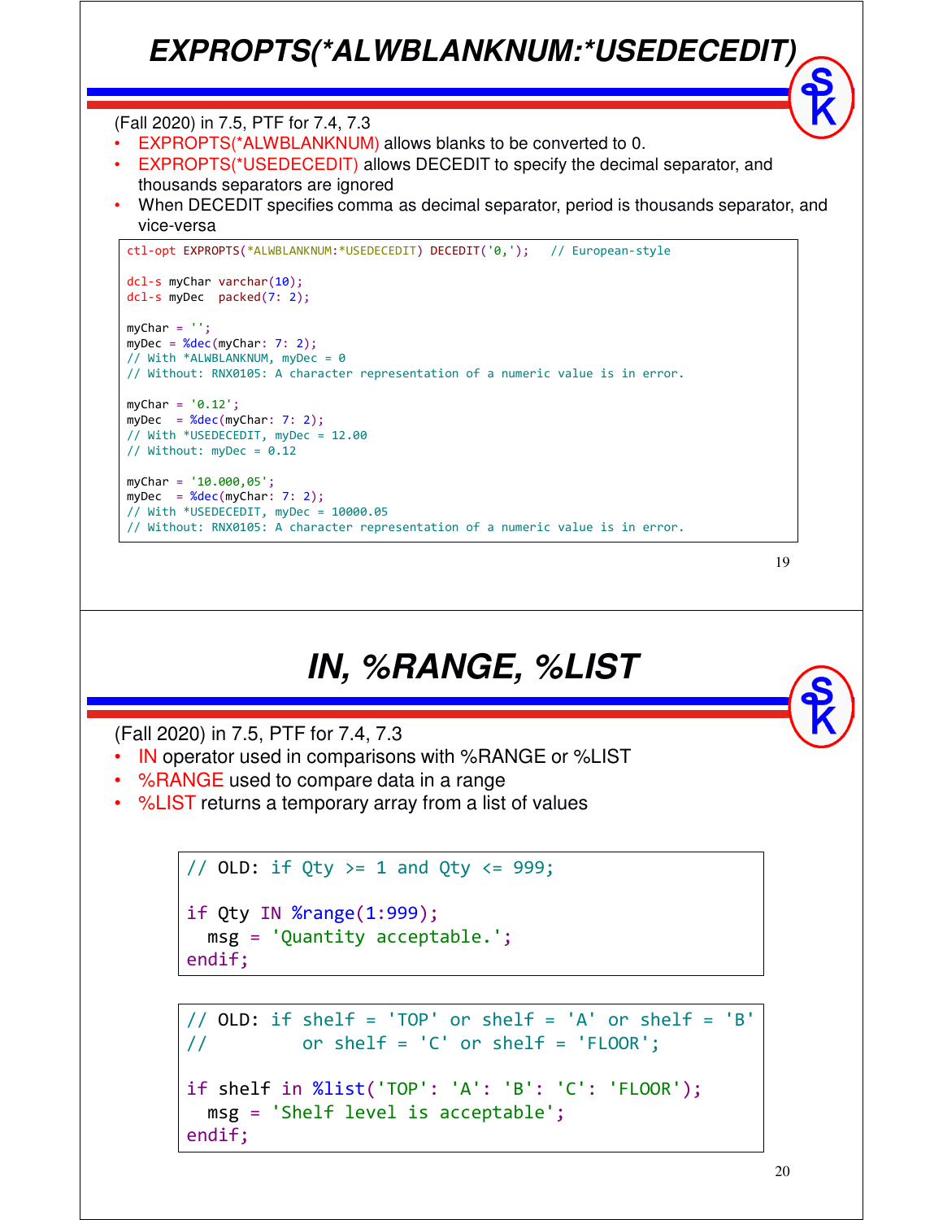# EXPROPTS(*ALWBLANKNUM:*USEDECEDIT)

(Fall 2020) in 7.5, PTF for 7.4, 7.3

- EXPROPTS(*ALWBLANKNUM) allows blanks to be converted to 0.
- EXPROPTS(*USEDECEDIT) allows DECEDIT to specify the decimal separator, and thousands separators are ignored
- When DECEDIT specifies comma as decimal separator, period is thousands separator, and vice-versa

```
ctl-opt EXPROPTS(*ALWBLANKNUM:*USEDECEDIT) DECEDIT('0,');   // European-style

dcl-s myChar varchar(10);
dcl-s myDec  packed(7: 2);

myChar = '';
myDec = %dec(myChar: 7: 2);
// With *ALWBLANKNUM, myDec = 0
// Without: RNX0105: A character representation of a numeric value is in error.

myChar = '0.12';
myDec  = %dec(myChar: 7: 2);
// With *USEDECEDIT, myDec = 12.00
// Without: myDec = 0.12

myChar = '10.000,05';
myDec  = %dec(myChar: 7: 2);
// With *USEDECEDIT, myDec = 10000.05
// Without: RNX0105: A character representation of a numeric value is in error.
```

# IN, %RANGE, %LIST

(Fall 2020) in 7.5, PTF for 7.4, 7.3

- IN operator used in comparisons with %RANGE or %LIST
- %RANGE used to compare data in a range
- %LIST returns a temporary array from a list of values

```
// OLD: if Qty >= 1 and Qty <= 999;

if Qty IN %range(1:999);
  msg = 'Quantity acceptable.';
endif;
```

```
// OLD: if shelf = 'TOP' or shelf = 'A' or shelf = 'B'
//         or shelf = 'C' or shelf = 'FLOOR';

if shelf in %list('TOP': 'A': 'B': 'C': 'FLOOR');
  msg = 'Shelf level is acceptable';
endif;
```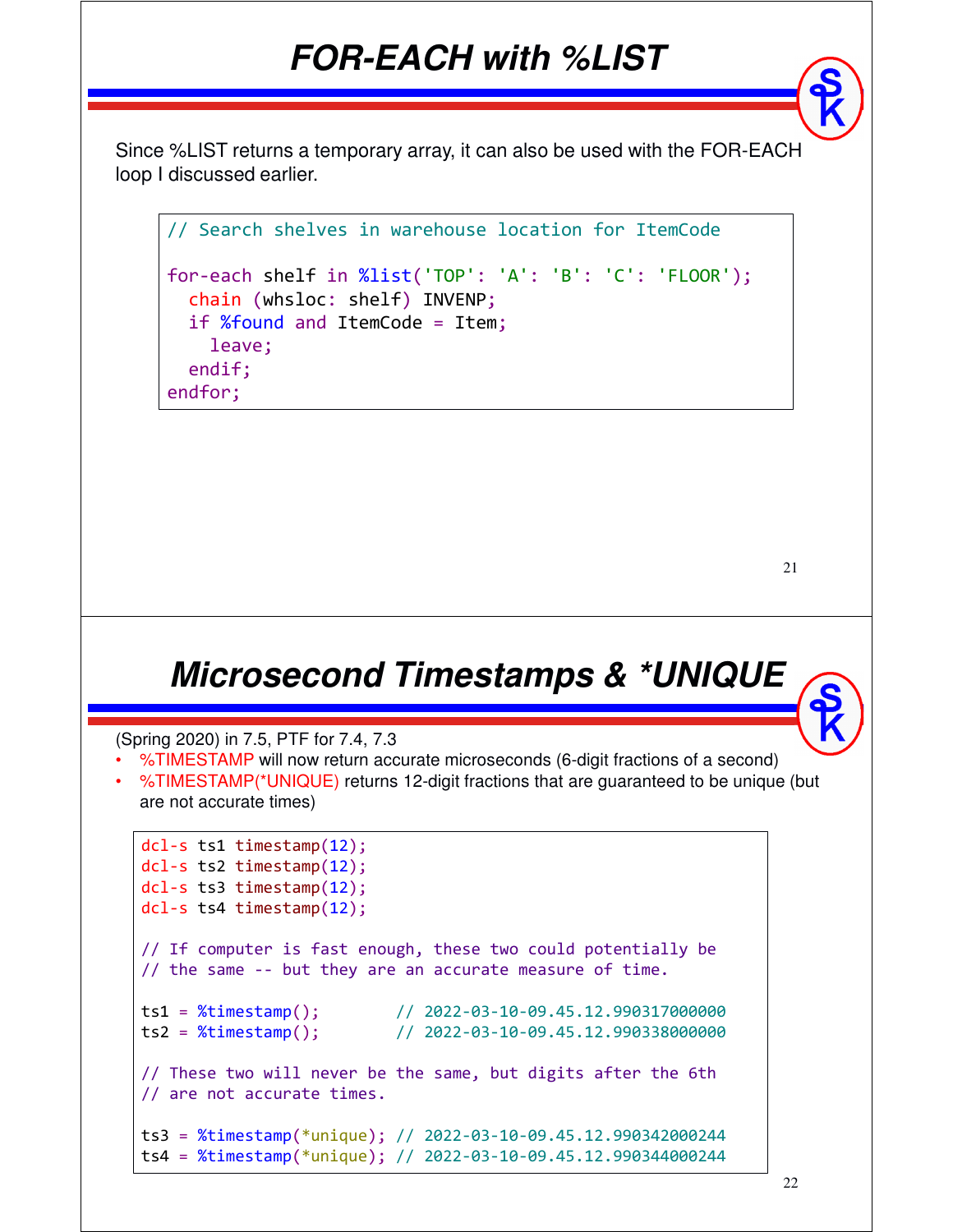# FOR-EACH with %LIST

Since %LIST returns a temporary array, it can also be used with the FOR-EACH loop I discussed earlier.

```
// Search shelves in warehouse location for ItemCode

for-each shelf in %list('TOP': 'A': 'B': 'C': 'FLOOR');
  chain (whsloc: shelf) INVENP;
  if %found and ItemCode = Item;
    leave;
  endif;
endfor;
```

# Microsecond Timestamps & *UNIQUE

(Spring 2020) in 7.5, PTF for 7.4, 7.3

- %TIMESTAMP will now return accurate microseconds (6-digit fractions of a second)
- %TIMESTAMP(*UNIQUE) returns 12-digit fractions that are guaranteed to be unique (but are not accurate times)

```
dcl-s ts1 timestamp(12);
dcl-s ts2 timestamp(12);
dcl-s ts3 timestamp(12);
dcl-s ts4 timestamp(12);

// If computer is fast enough, these two could potentially be
// the same -- but they are an accurate measure of time.

ts1 = %timestamp();        // 2022-03-10-09.45.12.990317000000
ts2 = %timestamp();        // 2022-03-10-09.45.12.990338000000

// These two will never be the same, but digits after the 6th
// are not accurate times.

ts3 = %timestamp(*unique); // 2022-03-10-09.45.12.990342000244
ts4 = %timestamp(*unique); // 2022-03-10-09.45.12.990344000244
```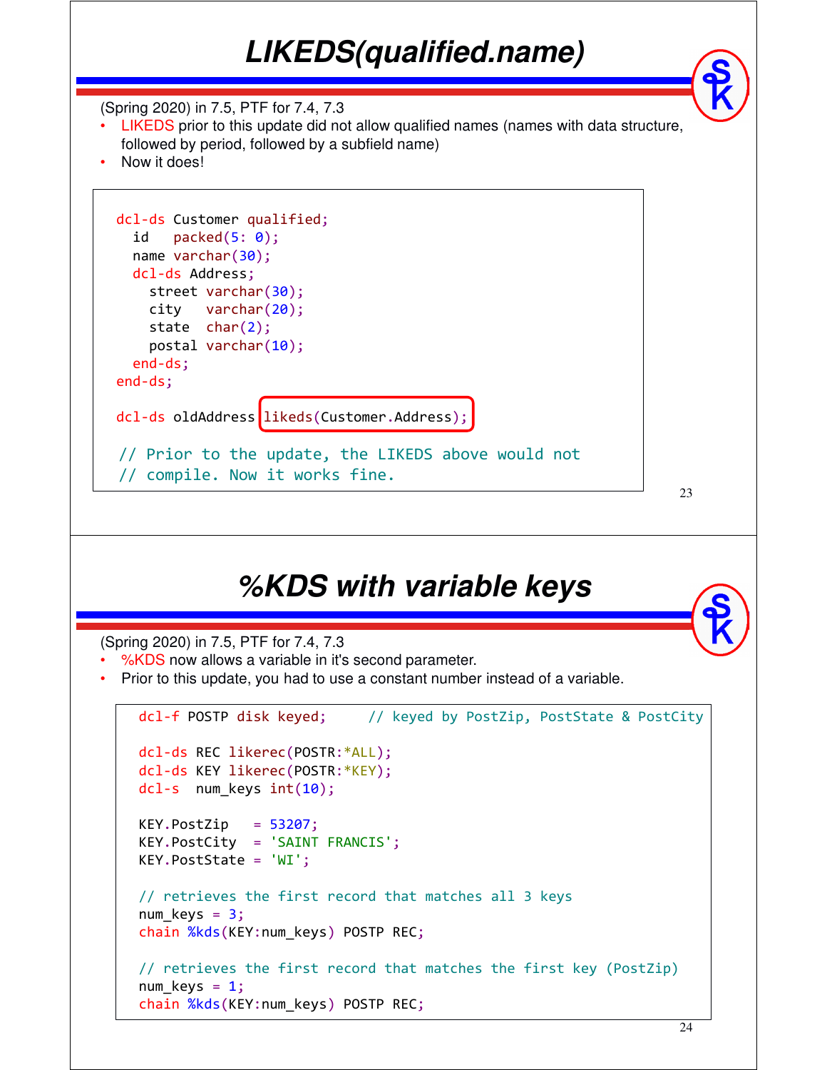## LIKEDS(qualified.name)

(Spring 2020) in 7.5, PTF for 7.4, 7.3

- LIKEDS prior to this update did not allow qualified names (names with data structure, followed by period, followed by a subfield name)
- Now it does!

```
dcl-ds Customer qualified;
  id   packed(5: 0);
  name varchar(30);
  dcl-ds Address;
    street varchar(30);
    city   varchar(20);
    state  char(2);
    postal varchar(10);
  end-ds;
end-ds;

dcl-ds oldAddress likeds(Customer.Address);

 // Prior to the update, the LIKEDS above would not
 // compile. Now it works fine.
```

## %KDS with variable keys

(Spring 2020) in 7.5, PTF for 7.4, 7.3

- %KDS now allows a variable in it's second parameter.
- Prior to this update, you had to use a constant number instead of a variable.

```
dcl-f POSTP disk keyed;     // keyed by PostZip, PostState & PostCity

dcl-ds REC likerec(POSTR:*ALL);
dcl-ds KEY likerec(POSTR:*KEY);
dcl-s  num_keys int(10);

KEY.PostZip   = 53207;
KEY.PostCity  = 'SAINT FRANCIS';
KEY.PostState = 'WI';

// retrieves the first record that matches all 3 keys
num_keys = 3;
chain %kds(KEY:num_keys) POSTP REC;

// retrieves the first record that matches the first key (PostZip)
num_keys = 1;
chain %kds(KEY:num_keys) POSTP REC;
```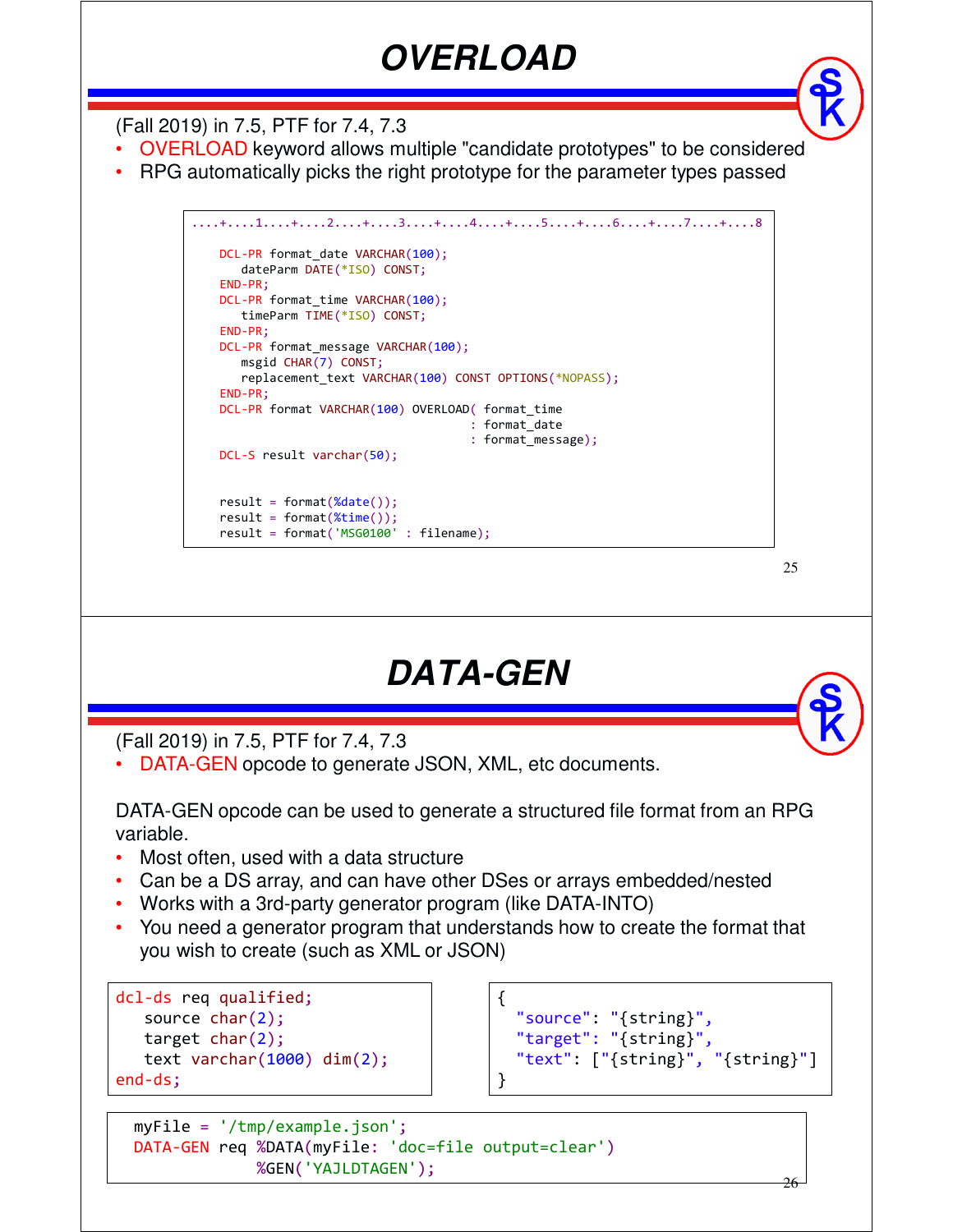# OVERLOAD

(Fall 2019) in 7.5, PTF for 7.4, 7.3

- OVERLOAD keyword allows multiple "candidate prototypes" to be considered
- RPG automatically picks the right prototype for the parameter types passed

```
....+....1....+....2....+....3....+....4....+....5....+....6....+....7....+....8

    DCL-PR format_date VARCHAR(100);
       dateParm DATE(*ISO) CONST;
    END-PR;
    DCL-PR format_time VARCHAR(100);
       timeParm TIME(*ISO) CONST;
    END-PR;
    DCL-PR format_message VARCHAR(100);
       msgid CHAR(7) CONST;
       replacement_text VARCHAR(100) CONST OPTIONS(*NOPASS);
    END-PR;
    DCL-PR format VARCHAR(100) OVERLOAD( format_time
                                       : format_date
                                       : format_message);
    DCL-S result varchar(50);


    result = format(%date());
    result = format(%time());
    result = format('MSG0100' : filename);
```

# DATA-GEN

(Fall 2019) in 7.5, PTF for 7.4, 7.3

- DATA-GEN opcode to generate JSON, XML, etc documents.

DATA-GEN opcode can be used to generate a structured file format from an RPG variable.

- Most often, used with a data structure
- Can be a DS array, and can have other DSes or arrays embedded/nested
- Works with a 3rd-party generator program (like DATA-INTO)
- You need a generator program that understands how to create the format that you wish to create (such as XML or JSON)

```
dcl-ds req qualified;
   source char(2);
   target char(2);
   text varchar(1000) dim(2);
end-ds;
```

```
{
  "source": "{string}",
  "target": "{string}",
  "text": ["{string}", "{string}"]
}
```

```
  myFile = '/tmp/example.json';
  DATA-GEN req %DATA(myFile: 'doc=file output=clear')
               %GEN('YAJLDTAGEN');
```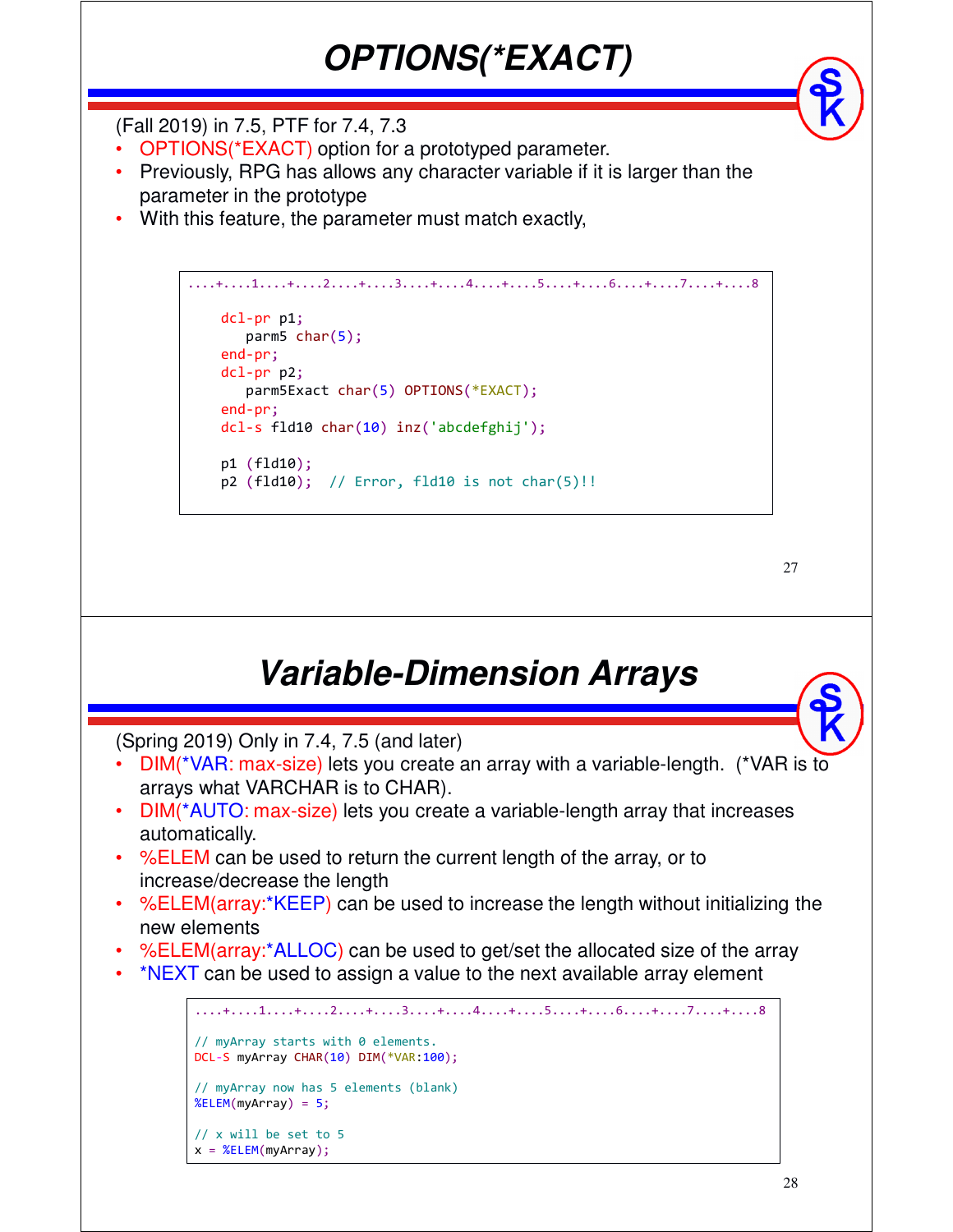# OPTIONS(*EXACT)

(Fall 2019) in 7.5, PTF for 7.4, 7.3

- OPTIONS(*EXACT) option for a prototyped parameter.
- Previously, RPG has allows any character variable if it is larger than the parameter in the prototype
- With this feature, the parameter must match exactly,

```
....+....1....+....2....+....3....+....4....+....5....+....6....+....7....+....8

    dcl-pr p1;
       parm5 char(5);
    end-pr;
    dcl-pr p2;
       parm5Exact char(5) OPTIONS(*EXACT);
    end-pr;
    dcl-s fld10 char(10) inz('abcdefghij');

    p1 (fld10);
    p2 (fld10);  // Error, fld10 is not char(5)!!
```

# Variable-Dimension Arrays

(Spring 2019) Only in 7.4, 7.5 (and later)

- DIM(*VAR: max-size) lets you create an array with a variable-length. (*VAR is to arrays what VARCHAR is to CHAR).
- DIM(*AUTO: max-size) lets you create a variable-length array that increases automatically.
- %ELEM can be used to return the current length of the array, or to increase/decrease the length
- %ELEM(array:*KEEP) can be used to increase the length without initializing the new elements
- %ELEM(array:*ALLOC) can be used to get/set the allocated size of the array
- *NEXT can be used to assign a value to the next available array element

```
....+....1....+....2....+....3....+....4....+....5....+....6....+....7....+....8

// myArray starts with 0 elements.
DCL-S myArray CHAR(10) DIM(*VAR:100);

// myArray now has 5 elements (blank)
%ELEM(myArray) = 5;

// x will be set to 5
x = %ELEM(myArray);
```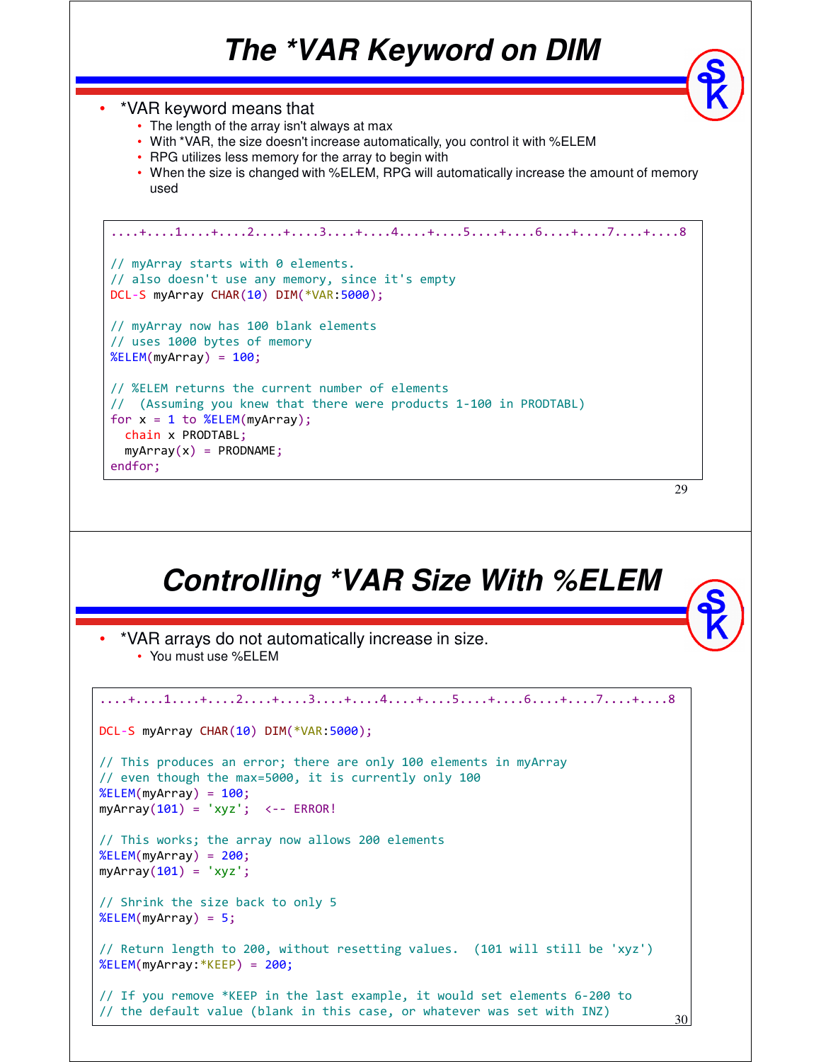# The *VAR Keyword on DIM

- *VAR keyword means that
  - The length of the array isn't always at max
  - With *VAR, the size doesn't increase automatically, you control it with %ELEM
  - RPG utilizes less memory for the array to begin with
  - When the size is changed with %ELEM, RPG will automatically increase the amount of memory used

```
....+....1....+....2....+....3....+....4....+....5....+....6....+....7....+....8

// myArray starts with 0 elements.
// also doesn't use any memory, since it's empty
DCL-S myArray CHAR(10) DIM(*VAR:5000);

// myArray now has 100 blank elements
// uses 1000 bytes of memory
%ELEM(myArray) = 100;

// %ELEM returns the current number of elements
//  (Assuming you knew that there were products 1-100 in PRODTABL)
for x = 1 to %ELEM(myArray);
  chain x PRODTABL;
  myArray(x) = PRODNAME;
endfor;
```

# Controlling *VAR Size With %ELEM

- *VAR arrays do not automatically increase in size.
  - You must use %ELEM

```
....+....1....+....2....+....3....+....4....+....5....+....6....+....7....+....8

DCL-S myArray CHAR(10) DIM(*VAR:5000);

// This produces an error; there are only 100 elements in myArray
// even though the max=5000, it is currently only 100
%ELEM(myArray) = 100;
myArray(101) = 'xyz';  <-- ERROR!

// This works; the array now allows 200 elements
%ELEM(myArray) = 200;
myArray(101) = 'xyz';

// Shrink the size back to only 5
%ELEM(myArray) = 5;

// Return length to 200, without resetting values.  (101 will still be 'xyz')
%ELEM(myArray:*KEEP) = 200;

// If you remove *KEEP in the last example, it would set elements 6-200 to
// the default value (blank in this case, or whatever was set with INZ)
```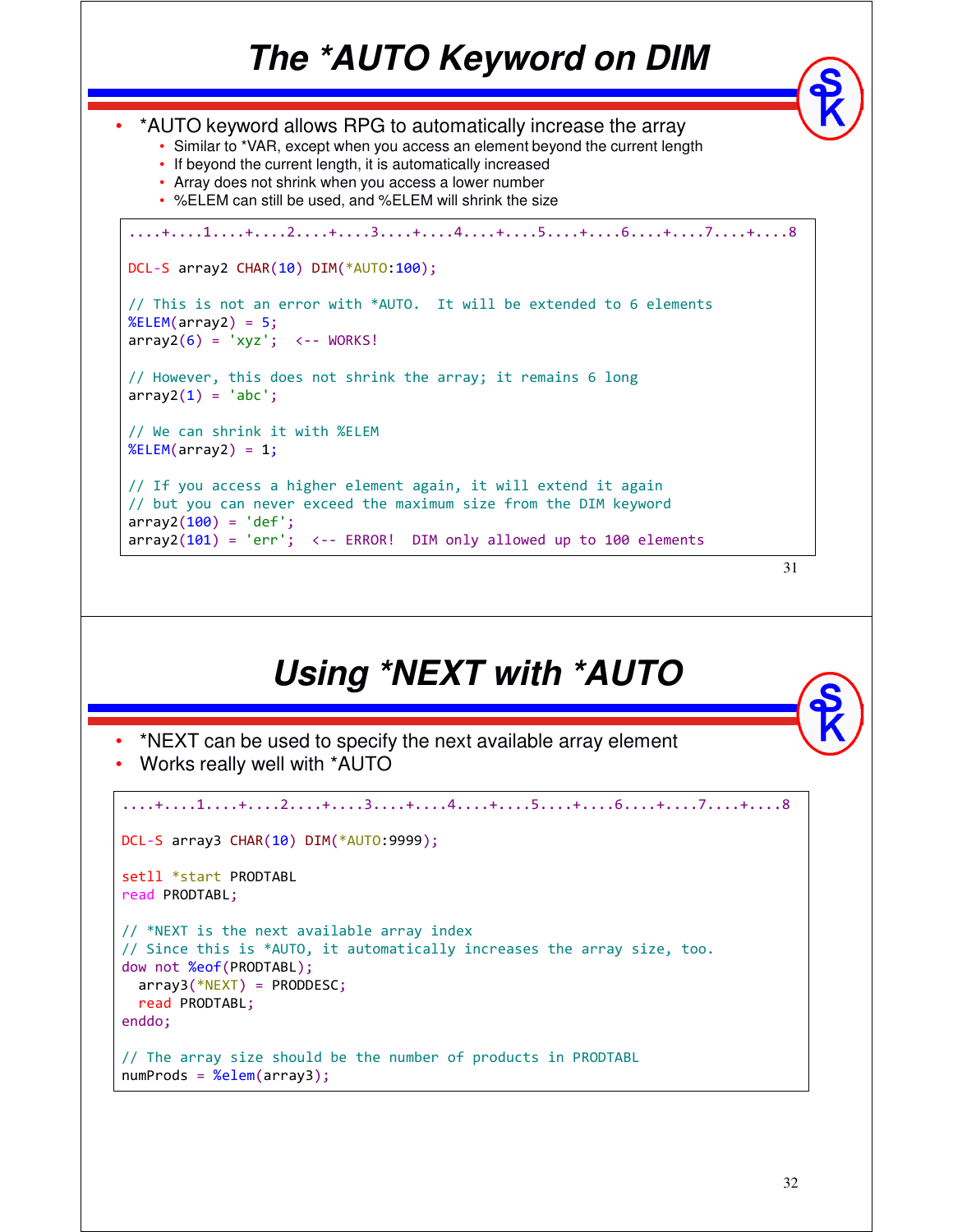# The *AUTO Keyword on DIM

- *AUTO keyword allows RPG to automatically increase the array
  - Similar to *VAR, except when you access an element beyond the current length
  - If beyond the current length, it is automatically increased
  - Array does not shrink when you access a lower number
  - %ELEM can still be used, and %ELEM will shrink the size

```
....+....1....+....2....+....3....+....4....+....5....+....6....+....7....+....8

DCL-S array2 CHAR(10) DIM(*AUTO:100);

// This is not an error with *AUTO.  It will be extended to 6 elements
%ELEM(array2) = 5;
array2(6) = 'xyz';  <-- WORKS!

// However, this does not shrink the array; it remains 6 long
array2(1) = 'abc';

// We can shrink it with %ELEM
%ELEM(array2) = 1;

// If you access a higher element again, it will extend it again
// but you can never exceed the maximum size from the DIM keyword
array2(100) = 'def';
array2(101) = 'err';  <-- ERROR!  DIM only allowed up to 100 elements
```

# Using *NEXT with *AUTO

- *NEXT can be used to specify the next available array element
- Works really well with *AUTO

```
....+....1....+....2....+....3....+....4....+....5....+....6....+....7....+....8

DCL-S array3 CHAR(10) DIM(*AUTO:9999);

setll *start PRODTABL
read PRODTABL;

// *NEXT is the next available array index
// Since this is *AUTO, it automatically increases the array size, too.
dow not %eof(PRODTABL);
  array3(*NEXT) = PRODDESC;
  read PRODTABL;
enddo;

// The array size should be the number of products in PRODTABL
numProds = %elem(array3);
```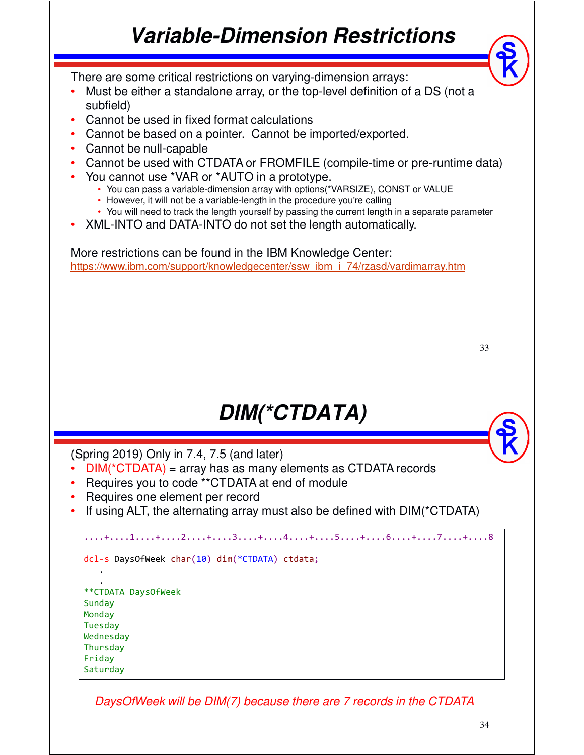# Variable-Dimension Restrictions

There are some critical restrictions on varying-dimension arrays:

- Must be either a standalone array, or the top-level definition of a DS (not a subfield)
- Cannot be used in fixed format calculations
- Cannot be based on a pointer. Cannot be imported/exported.
- Cannot be null-capable
- Cannot be used with CTDATA or FROMFILE (compile-time or pre-runtime data)
- You cannot use *VAR or *AUTO in a prototype.
  - You can pass a variable-dimension array with options(*VARSIZE), CONST or VALUE
  - However, it will not be a variable-length in the procedure you're calling
  - You will need to track the length yourself by passing the current length in a separate parameter
- XML-INTO and DATA-INTO do not set the length automatically.

More restrictions can be found in the IBM Knowledge Center:
https://www.ibm.com/support/knowledgecenter/ssw_ibm_i_74/rzasd/vardimarray.htm

# DIM(*CTDATA)

(Spring 2019) Only in 7.4, 7.5 (and later)

- DIM(*CTDATA) = array has as many elements as CTDATA records
- Requires you to code **CTDATA at end of module
- Requires one element per record
- If using ALT, the alternating array must also be defined with DIM(*CTDATA)

```
....+....1....+....2....+....3....+....4....+....5....+....6....+....7....+....8

dcl-s DaysOfWeek char(10) dim(*CTDATA) ctdata;
   .
   .
**CTDATA DaysOfWeek
Sunday
Monday
Tuesday
Wednesday
Thursday
Friday
Saturday
```

*DaysOfWeek will be DIM(7) because there are 7 records in the CTDATA*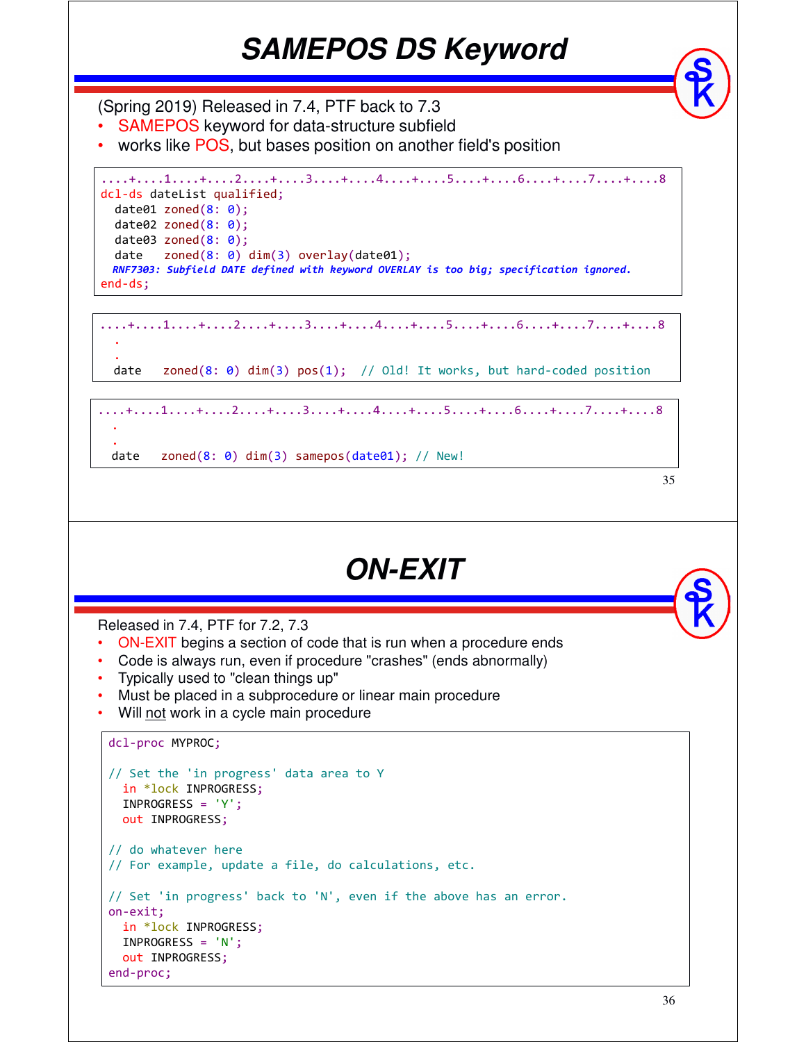# SAMEPOS DS Keyword

(Spring 2019) Released in 7.4, PTF back to 7.3

- SAMEPOS keyword for data-structure subfield
- works like POS, but bases position on another field's position

```
....+....1....+....2....+....3....+....4....+....5....+....6....+....7....+....8
dcl-ds dateList qualified;
  date01 zoned(8: 0);
  date02 zoned(8: 0);
  date03 zoned(8: 0);
  date   zoned(8: 0) dim(3) overlay(date01);
 RNF7303: Subfield DATE defined with keyword OVERLAY is too big; specification ignored.
end-ds;
```

```
....+....1....+....2....+....3....+....4....+....5....+....6....+....7....+....8
  .
  .
  date   zoned(8: 0) dim(3) pos(1);  // Old! It works, but hard-coded position
```

```
....+....1....+....2....+....3....+....4....+....5....+....6....+....7....+....8
  .
  .
  date   zoned(8: 0) dim(3) samepos(date01); // New!
```

# ON-EXIT

Released in 7.4, PTF for 7.2, 7.3

- ON-EXIT begins a section of code that is run when a procedure ends
- Code is always run, even if procedure "crashes" (ends abnormally)
- Typically used to "clean things up"
- Must be placed in a subprocedure or linear main procedure
- Will not work in a cycle main procedure

```
dcl-proc MYPROC;

// Set the 'in progress' data area to Y
  in *lock INPROGRESS;
  INPROGRESS = 'Y';
  out INPROGRESS;

// do whatever here
// For example, update a file, do calculations, etc.

// Set 'in progress' back to 'N', even if the above has an error.
on-exit;
  in *lock INPROGRESS;
  INPROGRESS = 'N';
  out INPROGRESS;
end-proc;
```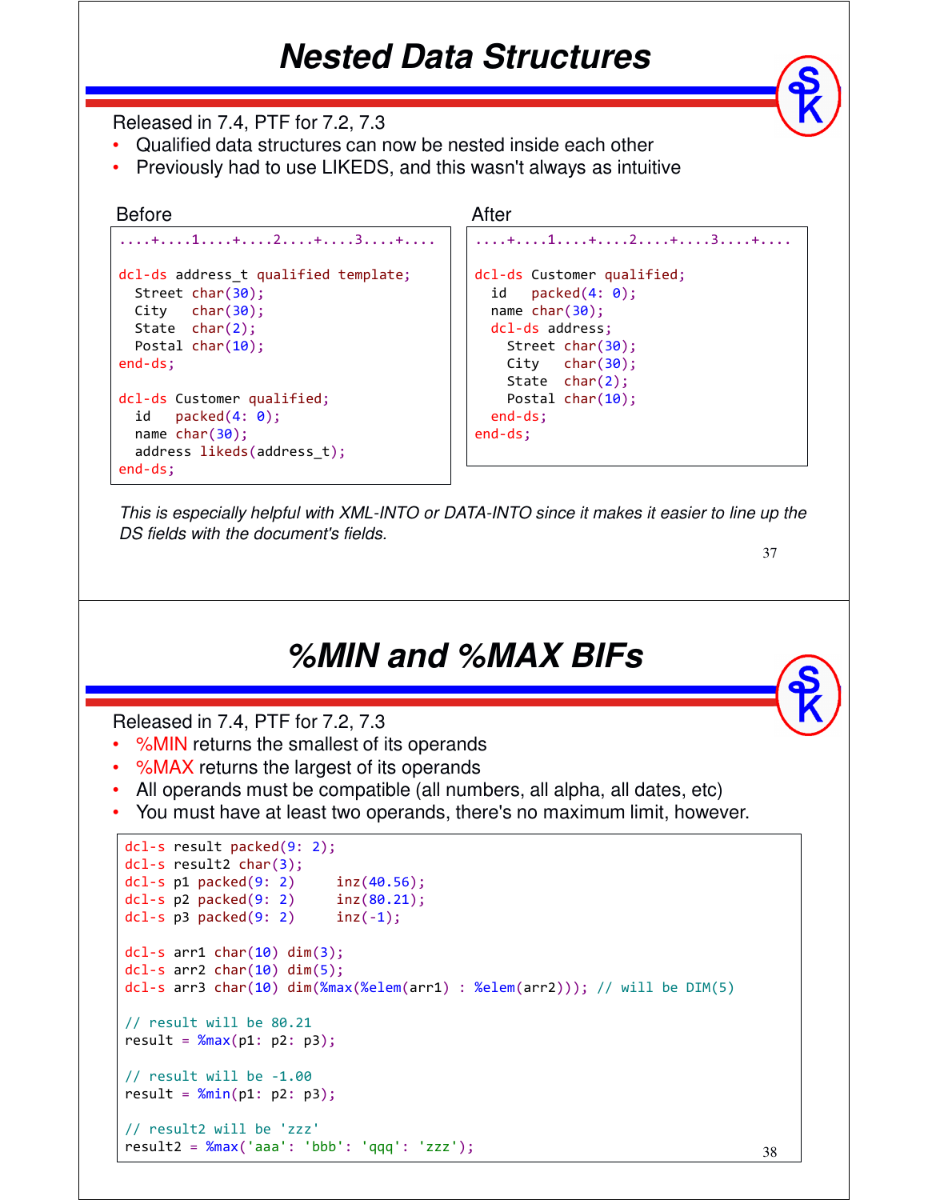# Nested Data Structures

Released in 7.4, PTF for 7.2, 7.3

- Qualified data structures can now be nested inside each other
- Previously had to use LIKEDS, and this wasn't always as intuitive

Before

```
....+....1....+....2....+....3....+....

dcl-ds address_t qualified template;
  Street char(30);
  City   char(30);
  State  char(2);
  Postal char(10);
end-ds;

dcl-ds Customer qualified;
  id   packed(4: 0);
  name char(30);
  address likeds(address_t);
end-ds;
```

After

```
....+....1....+....2....+....3....+....

dcl-ds Customer qualified;
  id   packed(4: 0);
  name char(30);
  dcl-ds address;
    Street char(30);
    City   char(30);
    State  char(2);
    Postal char(10);
  end-ds;
end-ds;
```

*This is especially helpful with XML-INTO or DATA-INTO since it makes it easier to line up the DS fields with the document's fields.*

# %MIN and %MAX BIFs

Released in 7.4, PTF for 7.2, 7.3

- %MIN returns the smallest of its operands
- %MAX returns the largest of its operands
- All operands must be compatible (all numbers, all alpha, all dates, etc)
- You must have at least two operands, there's no maximum limit, however.

```
dcl-s result packed(9: 2);
dcl-s result2 char(3);
dcl-s p1 packed(9: 2)     inz(40.56);
dcl-s p2 packed(9: 2)     inz(80.21);
dcl-s p3 packed(9: 2)     inz(-1);

dcl-s arr1 char(10) dim(3);
dcl-s arr2 char(10) dim(5);
dcl-s arr3 char(10) dim(%max(%elem(arr1) : %elem(arr2))); // will be DIM(5)

// result will be 80.21
result = %max(p1: p2: p3);

// result will be -1.00
result = %min(p1: p2: p3);

// result2 will be 'zzz'
result2 = %max('aaa': 'bbb': 'qqq': 'zzz');
```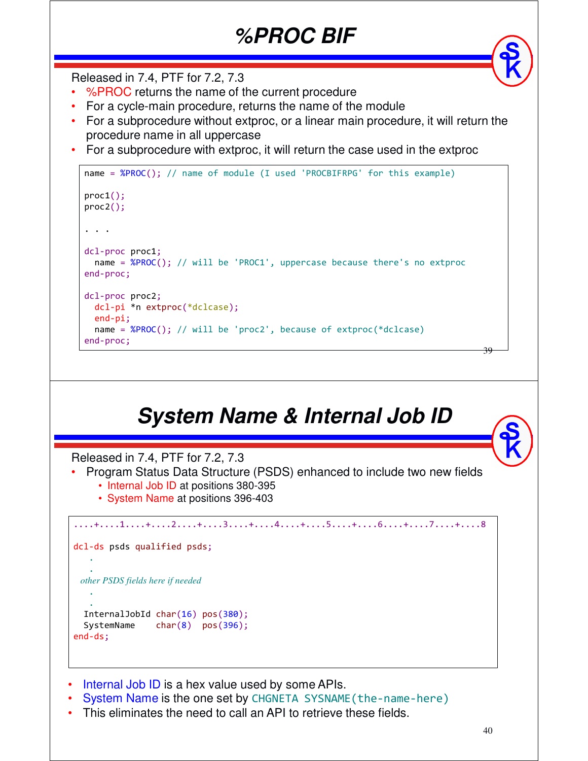# %PROC BIF

Released in 7.4, PTF for 7.2, 7.3

- %PROC returns the name of the current procedure
- For a cycle-main procedure, returns the name of the module
- For a subprocedure without extproc, or a linear main procedure, it will return the procedure name in all uppercase
- For a subprocedure with extproc, it will return the case used in the extproc

```
name = %PROC(); // name of module (I used 'PROCBIFRPG' for this example)

proc1();
proc2();

. . .

dcl-proc proc1;
  name = %PROC(); // will be 'PROC1', uppercase because there's no extproc
end-proc;

dcl-proc proc2;
  dcl-pi *n extproc(*dclcase);
  end-pi;
  name = %PROC(); // will be 'proc2', because of extproc(*dclcase)
end-proc;
```

# System Name & Internal Job ID

Released in 7.4, PTF for 7.2, 7.3

- Program Status Data Structure (PSDS) enhanced to include two new fields
  - Internal Job ID at positions 380-395
  - System Name at positions 396-403

```
....+....1....+....2....+....3....+....4....+....5....+....6....+....7....+....8

dcl-ds psds qualified psds;
    .
    .
  other PSDS fields here if needed
    .
    .
  InternalJobId char(16) pos(380);
  SystemName    char(8)  pos(396);
end-ds;
```

- Internal Job ID is a hex value used by some APIs.
- System Name is the one set by `CHGNETA SYSNAME(the-name-here)`
- This eliminates the need to call an API to retrieve these fields.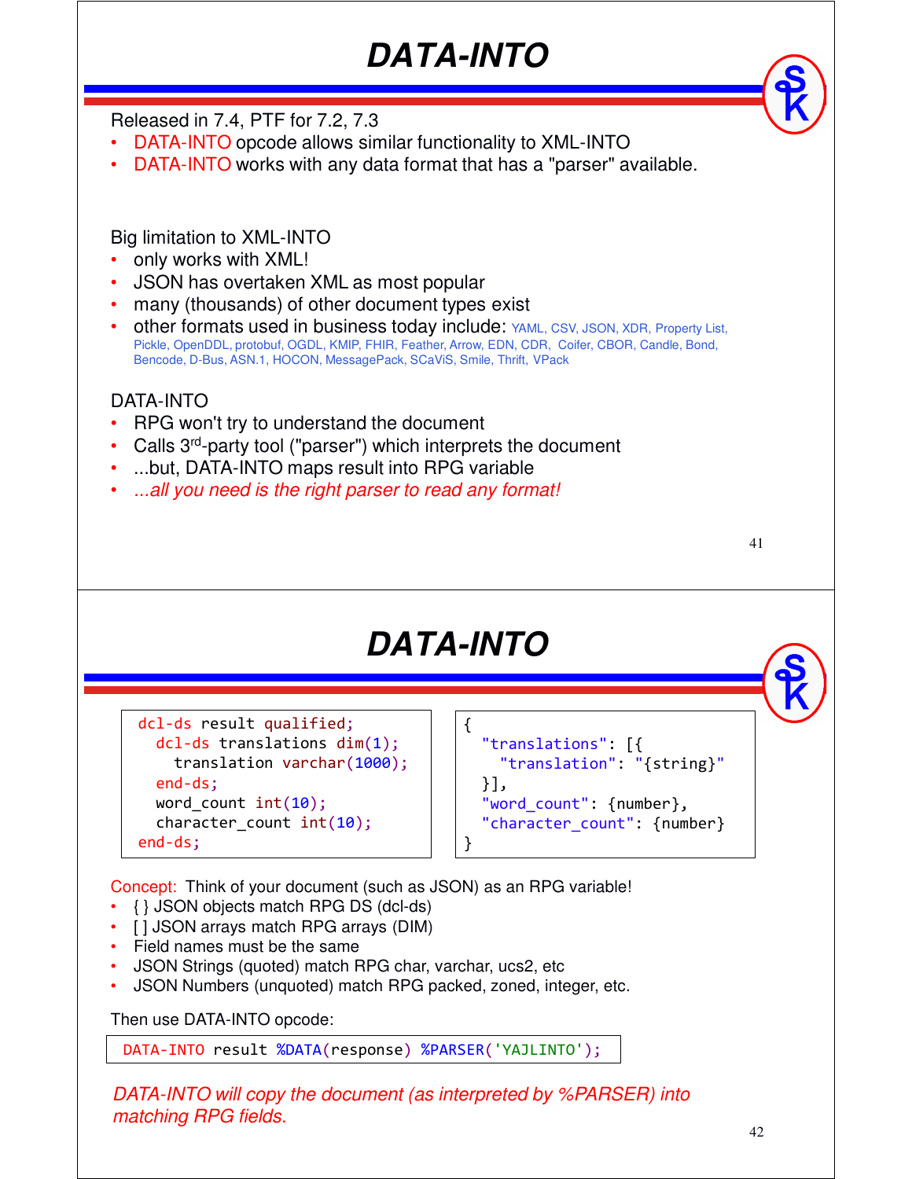# DATA-INTO

Released in 7.4, PTF for 7.2, 7.3

- DATA-INTO opcode allows similar functionality to XML-INTO
- DATA-INTO works with any data format that has a "parser" available.

Big limitation to XML-INTO

- only works with XML!
- JSON has overtaken XML as most popular
- many (thousands) of other document types exist
- other formats used in business today include: YAML, CSV, JSON, XDR, Property List, Pickle, OpenDDL, protobuf, OGDL, KMIP, FHIR, Feather, Arrow, EDN, CDR, Coifer, CBOR, Candle, Bond, Bencode, D-Bus, ASN.1, HOCON, MessagePack, SCaViS, Smile, Thrift, VPack

DATA-INTO

- RPG won't try to understand the document
- Calls 3rd-party tool ("parser") which interprets the document
- ...but, DATA-INTO maps result into RPG variable
- *...all you need is the right parser to read any format!*

# DATA-INTO

```
dcl-ds result qualified;
  dcl-ds translations dim(1);
    translation varchar(1000);
  end-ds;
  word_count int(10);
  character_count int(10);
end-ds;
```

```
{
  "translations": [{
    "translation": "{string}"
  }],
  "word_count": {number},
  "character_count": {number}
}
```

Concept: Think of your document (such as JSON) as an RPG variable!

- { } JSON objects match RPG DS (dcl-ds)
- [ ] JSON arrays match RPG arrays (DIM)
- Field names must be the same
- JSON Strings (quoted) match RPG char, varchar, ucs2, etc
- JSON Numbers (unquoted) match RPG packed, zoned, integer, etc.

Then use DATA-INTO opcode:

```
DATA-INTO result %DATA(response) %PARSER('YAJLINTO');
```

*DATA-INTO will copy the document (as interpreted by %PARSER) into matching RPG fields.*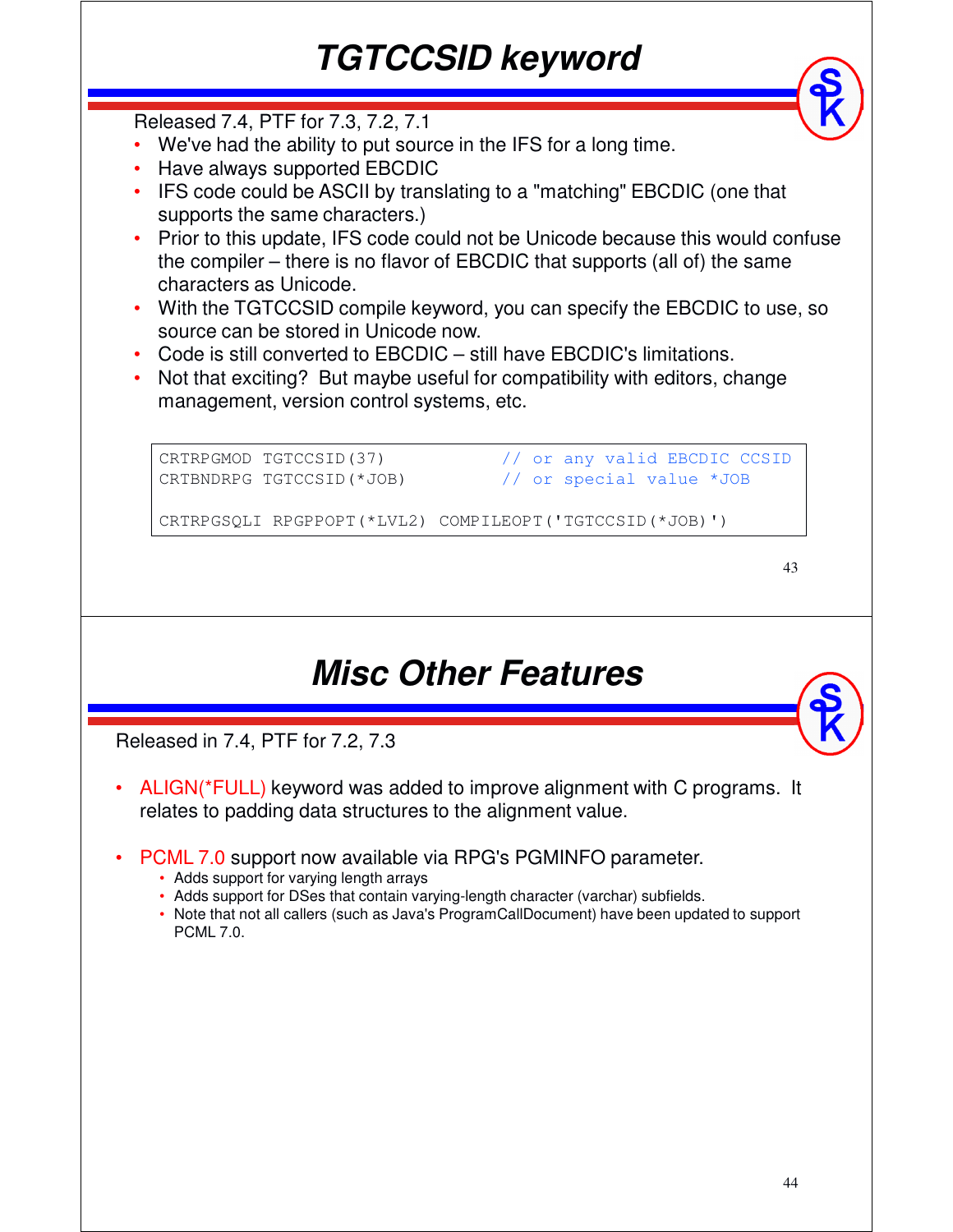# TGTCCSID keyword

Released 7.4, PTF for 7.3, 7.2, 7.1

- We've had the ability to put source in the IFS for a long time.
- Have always supported EBCDIC
- IFS code could be ASCII by translating to a "matching" EBCDIC (one that supports the same characters.)
- Prior to this update, IFS code could not be Unicode because this would confuse the compiler – there is no flavor of EBCDIC that supports (all of) the same characters as Unicode.
- With the TGTCCSID compile keyword, you can specify the EBCDIC to use, so source can be stored in Unicode now.
- Code is still converted to EBCDIC – still have EBCDIC's limitations.
- Not that exciting? But maybe useful for compatibility with editors, change management, version control systems, etc.

```
CRTRPGMOD TGTCCSID(37)          // or any valid EBCDIC CCSID
CRTBNDRPG TGTCCSID(*JOB)        // or special value *JOB

CRTRPGSQLI RPGPPOPT(*LVL2) COMPILEOPT('TGTCCSID(*JOB)')
```

# Misc Other Features

Released in 7.4, PTF for 7.2, 7.3

- ALIGN(*FULL) keyword was added to improve alignment with C programs. It relates to padding data structures to the alignment value.
- PCML 7.0 support now available via RPG's PGMINFO parameter.
  - Adds support for varying length arrays
  - Adds support for DSes that contain varying-length character (varchar) subfields.
  - Note that not all callers (such as Java's ProgramCallDocument) have been updated to support PCML 7.0.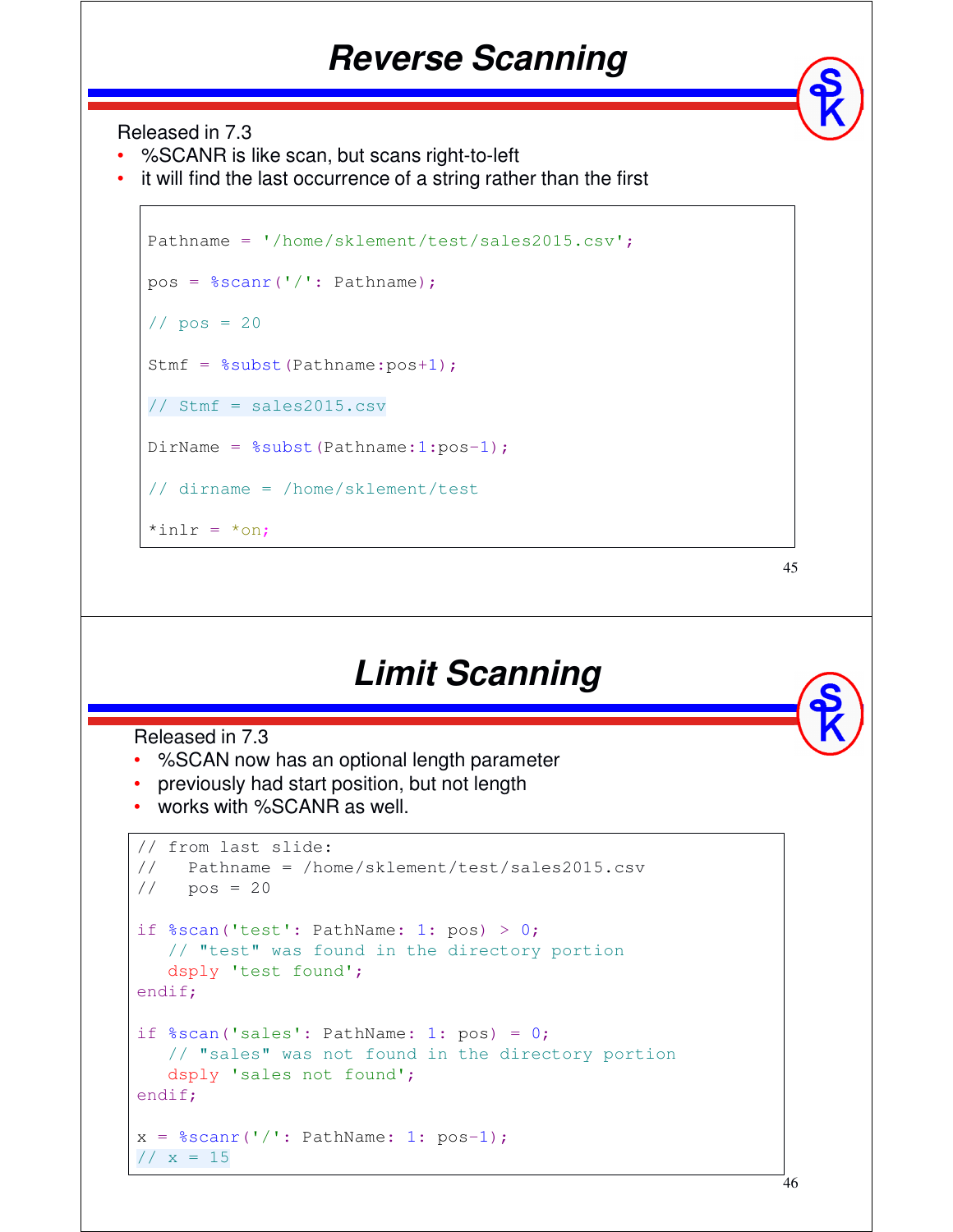# Reverse Scanning

Released in 7.3

- %SCANR is like scan, but scans right-to-left
- it will find the last occurrence of a string rather than the first

```
Pathname = '/home/sklement/test/sales2015.csv';

pos = %scanr('/': Pathname);

// pos = 20

Stmf = %subst(Pathname:pos+1);

// Stmf = sales2015.csv

DirName = %subst(Pathname:1:pos-1);

// dirname = /home/sklement/test

*inlr = *on;
```

# Limit Scanning

Released in 7.3

- %SCAN now has an optional length parameter
- previously had start position, but not length
- works with %SCANR as well.

```
// from last slide:
//   Pathname = /home/sklement/test/sales2015.csv
//   pos = 20

if %scan('test': PathName: 1: pos) > 0;
   // "test" was found in the directory portion
   dsply 'test found';
endif;

if %scan('sales': PathName: 1: pos) = 0;
   // "sales" was not found in the directory portion
   dsply 'sales not found';
endif;

x = %scanr('/': PathName: 1: pos-1);
// x = 15
```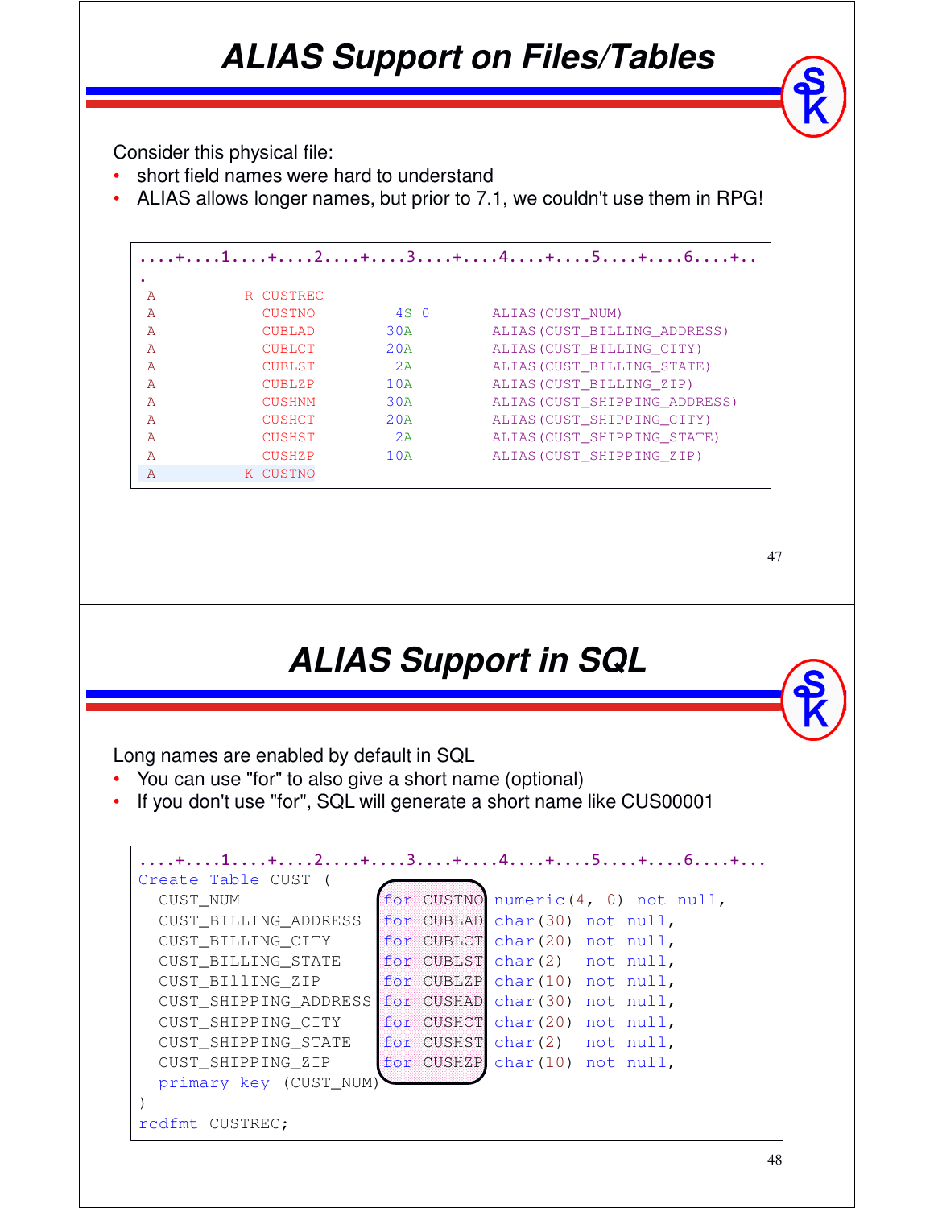# ALIAS Support on Files/Tables

Consider this physical file:

- short field names were hard to understand
- ALIAS allows longer names, but prior to 7.1, we couldn't use them in RPG!

```
....+....1....+....2....+....3....+....4....+....5....+....6....+..
.
 A          R CUSTREC
 A            CUSTNO         4S 0       ALIAS(CUST_NUM)
 A            CUBLAD        30A         ALIAS(CUST_BILLING_ADDRESS)
 A            CUBLCT        20A         ALIAS(CUST_BILLING_CITY)
 A            CUBLST         2A         ALIAS(CUST_BILLING_STATE)
 A            CUBLZP        10A         ALIAS(CUST_BILLING_ZIP)
 A            CUSHNM        30A         ALIAS(CUST_SHIPPING_ADDRESS)
 A            CUSHCT        20A         ALIAS(CUST_SHIPPING_CITY)
 A            CUSHST         2A         ALIAS(CUST_SHIPPING_STATE)
 A            CUSHZP        10A         ALIAS(CUST_SHIPPING_ZIP)
 A          K CUSTNO
```

# ALIAS Support in SQL

Long names are enabled by default in SQL

- You can use "for" to also give a short name (optional)
- If you don't use "for", SQL will generate a short name like CUS00001

```
....+....1....+....2....+....3....+....4....+....5....+....6....+...
Create Table CUST (
  CUST_NUM               for CUSTNO numeric(4, 0) not null,
  CUST_BILLING_ADDRESS   for CUBLAD char(30) not null,
  CUST_BILLING_CITY      for CUBLCT char(20) not null,
  CUST_BILLING_STATE     for CUBLST char(2)  not null,
  CUST_BIlLING_ZIP       for CUBLZP char(10) not null,
  CUST_SHIPPING_ADDRESS  for CUSHAD char(30) not null,
  CUST_SHIPPING_CITY     for CUSHCT char(20) not null,
  CUST_SHIPPING_STATE    for CUSHST char(2)  not null,
  CUST_SHIPPING_ZIP      for CUSHZP char(10) not null,
  primary key (CUST_NUM)
)
rcdfmt CUSTREC;
```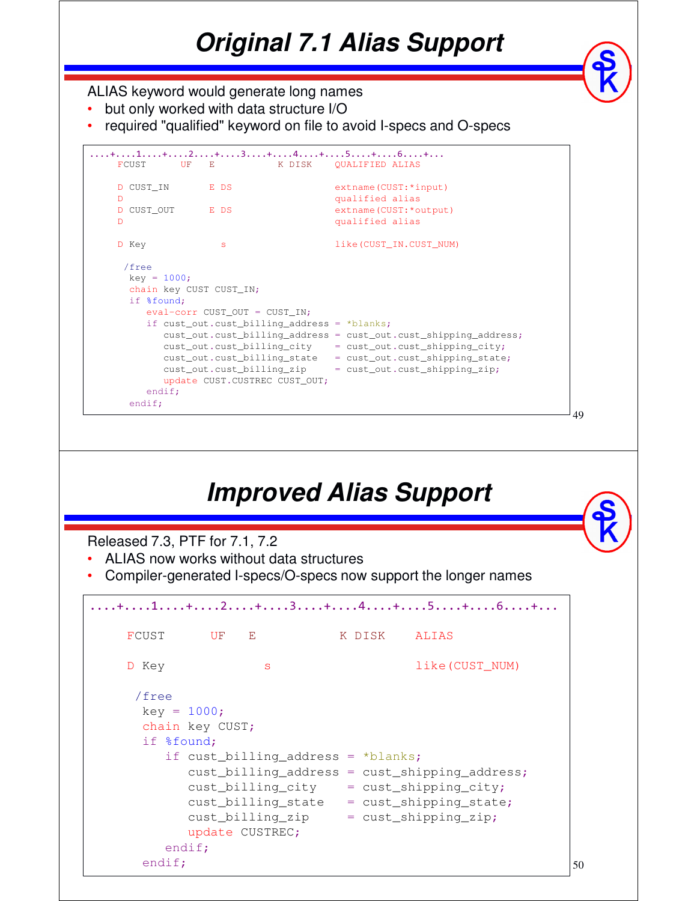# Original 7.1 Alias Support

ALIAS keyword would generate long names

- but only worked with data structure I/O
- required "qualified" keyword on file to avoid I-specs and O-specs

```
....+....1....+....2....+....3....+....4....+....5....+....6....+...
     FCUST      UF   E           K DISK    QUALIFIED ALIAS

     D CUST_IN       E DS                  extname(CUST:*input)
     D                                     qualified alias
     D CUST_OUT      E DS                  extname(CUST:*output)
     D                                     qualified alias

     D Key             s                   like(CUST_IN.CUST_NUM)

      /free
       key = 1000;
       chain key CUST CUST_IN;
       if %found;
          eval-corr CUST_OUT = CUST_IN;
          if cust_out.cust_billing_address = *blanks;
             cust_out.cust_billing_address = cust_out.cust_shipping_address;
             cust_out.cust_billing_city    = cust_out.cust_shipping_city;
             cust_out.cust_billing_state   = cust_out.cust_shipping_state;
             cust_out.cust_billing_zip     = cust_out.cust_shipping_zip;
             update CUST.CUSTREC CUST_OUT;
          endif;
       endif;
```

# Improved Alias Support

Released 7.3, PTF for 7.1, 7.2

- ALIAS now works without data structures
- Compiler-generated I-specs/O-specs now support the longer names

```
....+....1....+....2....+....3....+....4....+....5....+....6....+...

     FCUST      UF   E           K DISK    ALIAS

     D Key             s                   like(CUST_NUM)

      /free
       key = 1000;
       chain key CUST;
       if %found;
          if cust_billing_address = *blanks;
             cust_billing_address = cust_shipping_address;
             cust_billing_city    = cust_shipping_city;
             cust_billing_state   = cust_shipping_state;
             cust_billing_zip     = cust_shipping_zip;
             update CUSTREC;
          endif;
       endif;
```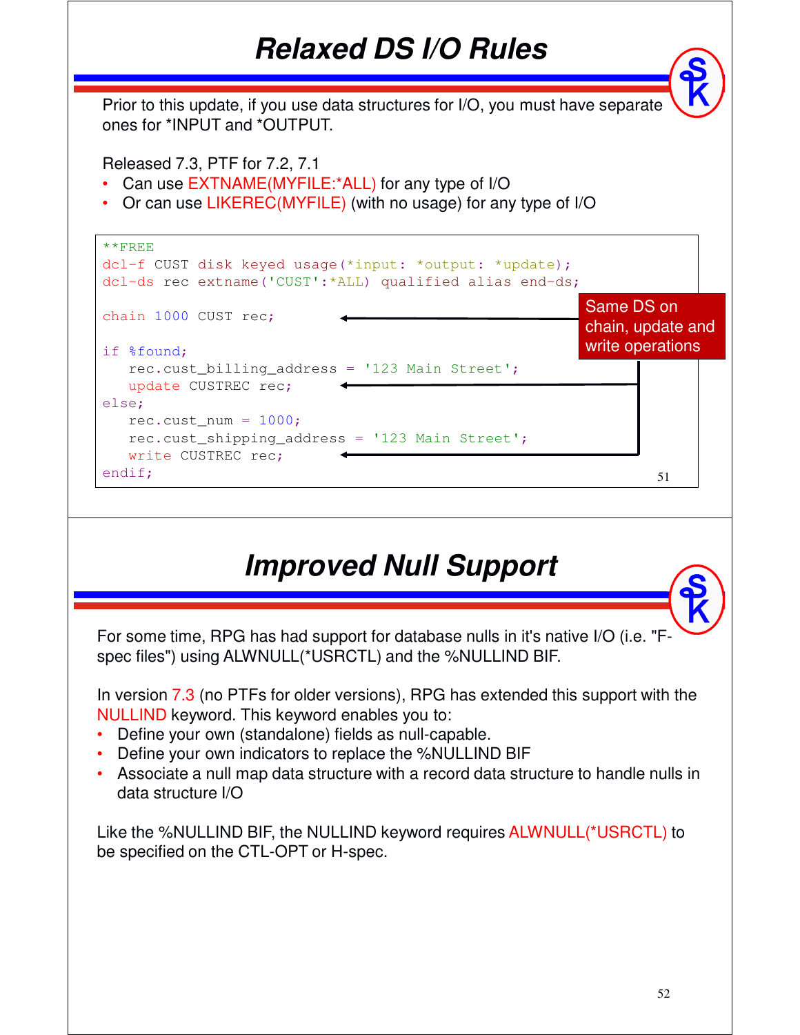# Relaxed DS I/O Rules

Prior to this update, if you use data structures for I/O, you must have separate ones for *INPUT and *OUTPUT.

Released 7.3, PTF for 7.2, 7.1

- Can use EXTNAME(MYFILE:*ALL) for any type of I/O
- Or can use LIKEREC(MYFILE) (with no usage) for any type of I/O

```
**FREE
dcl-f CUST disk keyed usage(*input: *output: *update);
dcl-ds rec extname('CUST':*ALL) qualified alias end-ds;

chain 1000 CUST rec;

if %found;
   rec.cust_billing_address = '123 Main Street';
   update CUSTREC rec;
else;
   rec.cust_num = 1000;
   rec.cust_shipping_address = '123 Main Street';
   write CUSTREC rec;
endif;
```

Same DS on chain, update and write operations

# Improved Null Support

For some time, RPG has had support for database nulls in it's native I/O (i.e. "F-spec files") using ALWNULL(*USRCTL) and the %NULLIND BIF.

In version 7.3 (no PTFs for older versions), RPG has extended this support with the NULLIND keyword. This keyword enables you to:

- Define your own (standalone) fields as null-capable.
- Define your own indicators to replace the %NULLIND BIF
- Associate a null map data structure with a record data structure to handle nulls in data structure I/O

Like the %NULLIND BIF, the NULLIND keyword requires ALWNULL(*USRCTL) to be specified on the CTL-OPT or H-spec.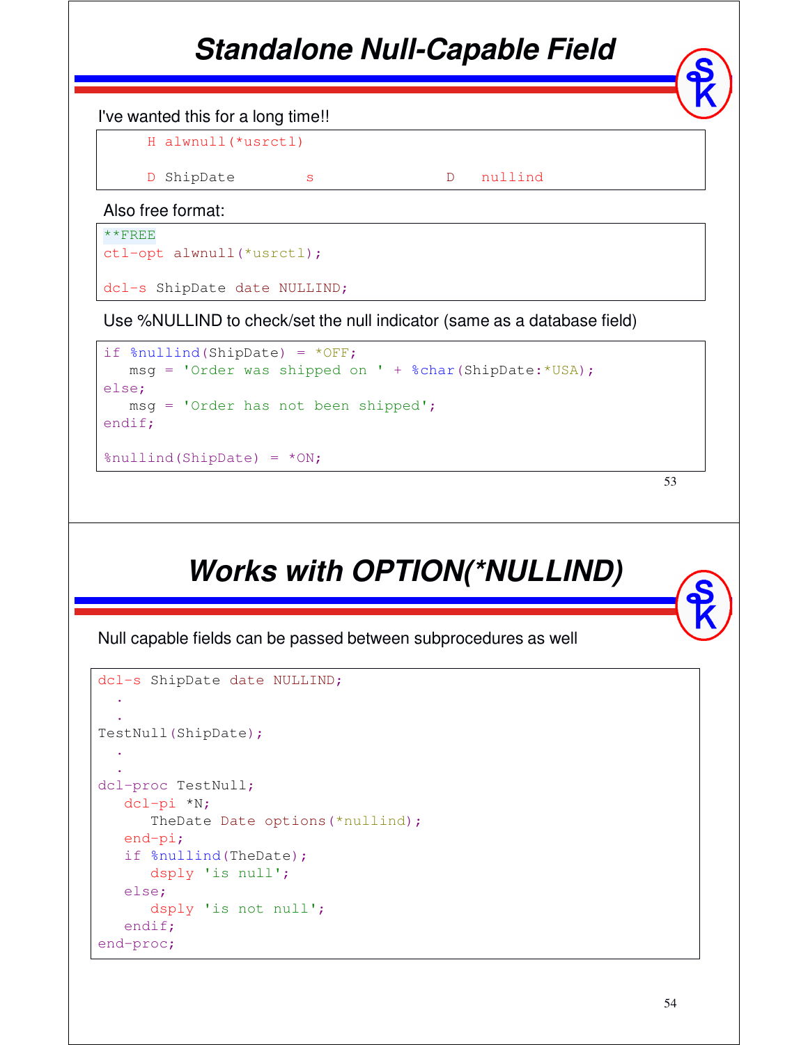# Standalone Null-Capable Field

I've wanted this for a long time!!

```
     H alwnull(*usrctl)

     D ShipDate        s                 D   nullind
```

Also free format:

```
**FREE
ctl-opt alwnull(*usrctl);

dcl-s ShipDate date NULLIND;
```

Use %NULLIND to check/set the null indicator (same as a database field)

```
if %nullind(ShipDate) = *OFF;
   msg = 'Order was shipped on ' + %char(ShipDate:*USA);
else;
   msg = 'Order has not been shipped';
endif;

%nullind(ShipDate) = *ON;
```

# Works with OPTION(*NULLIND)

Null capable fields can be passed between subprocedures as well

```
dcl-s ShipDate date NULLIND;
  .
  .
TestNull(ShipDate);
  .
  .
dcl-proc TestNull;
   dcl-pi *N;
      TheDate Date options(*nullind);
   end-pi;
   if %nullind(TheDate);
      dsply 'is null';
   else;
      dsply 'is not null';
   endif;
end-proc;
```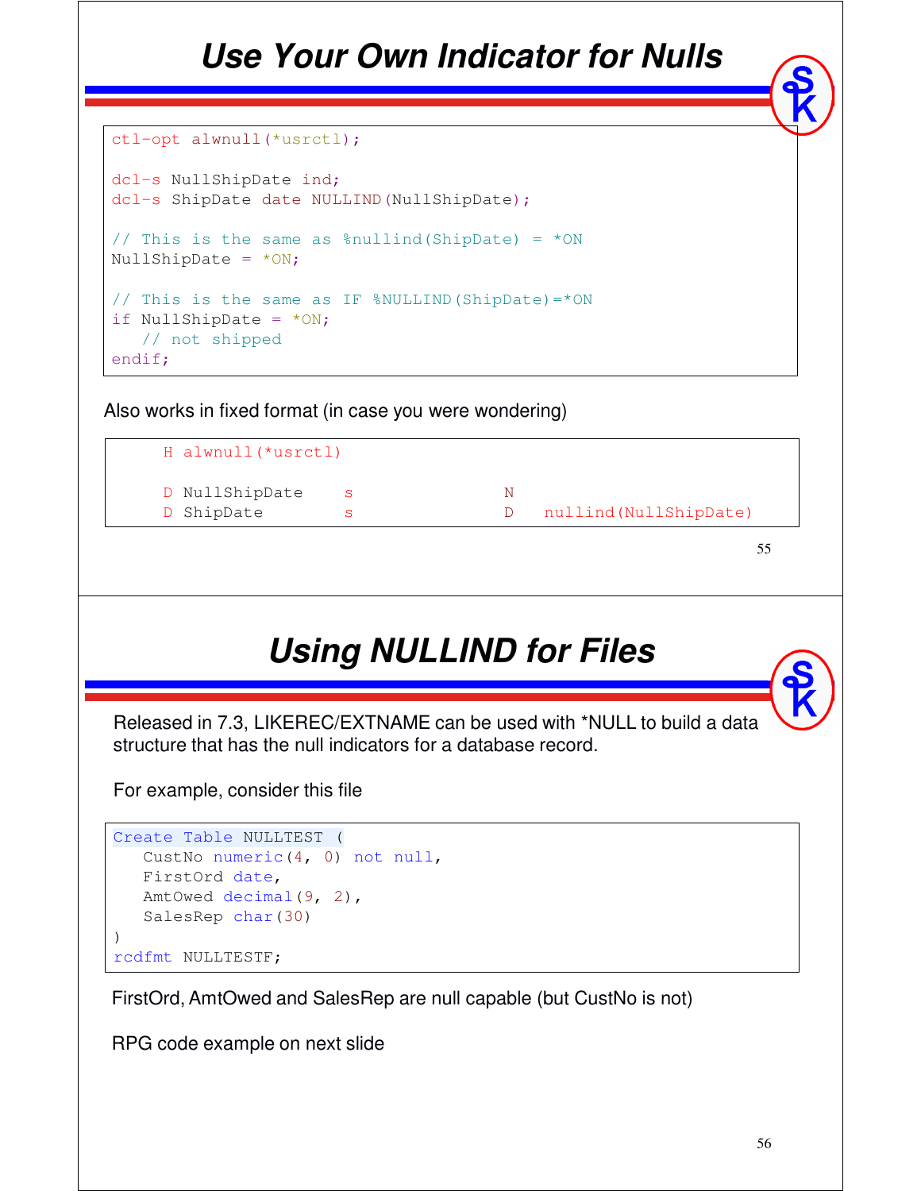# Use Your Own Indicator for Nulls

```
ctl-opt alwnull(*usrctl);

dcl-s NullShipDate ind;
dcl-s ShipDate date NULLIND(NullShipDate);

// This is the same as %nullind(ShipDate) = *ON
NullShipDate = *ON;

// This is the same as IF %NULLIND(ShipDate)=*ON
if NullShipDate = *ON;
   // not shipped
endif;
```

Also works in fixed format (in case you were wondering)

```
     H alwnull(*usrctl)

     D NullShipDate    s               N
     D ShipDate        s               D   nullind(NullShipDate)
```

# Using NULLIND for Files

Released in 7.3, LIKEREC/EXTNAME can be used with *NULL to build a data structure that has the null indicators for a database record.

For example, consider this file

```
Create Table NULLTEST (
   CustNo numeric(4, 0) not null,
   FirstOrd date,
   AmtOwed decimal(9, 2),
   SalesRep char(30)
)
rcdfmt NULLTESTF;
```

FirstOrd, AmtOwed and SalesRep are null capable (but CustNo is not)

RPG code example on next slide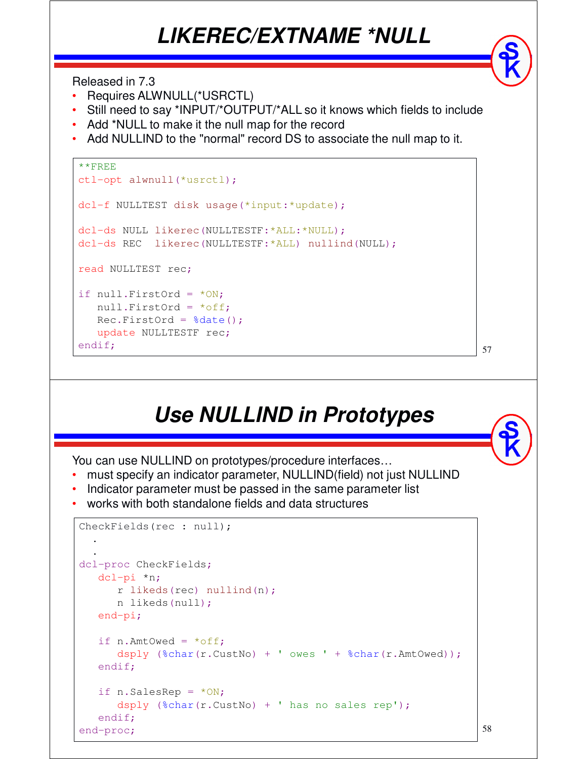# LIKEREC/EXTNAME *NULL

Released in 7.3

- Requires ALWNULL(*USRCTL)
- Still need to say *INPUT/*OUTPUT/*ALL so it knows which fields to include
- Add *NULL to make it the null map for the record
- Add NULLIND to the "normal" record DS to associate the null map to it.

```
**FREE
ctl-opt alwnull(*usrctl);

dcl-f NULLTEST disk usage(*input:*update);

dcl-ds NULL likerec(NULLTESTF:*ALL:*NULL);
dcl-ds REC  likerec(NULLTESTF:*ALL) nullind(NULL);

read NULLTEST rec;

if null.FirstOrd = *ON;
   null.FirstOrd = *off;
   Rec.FirstOrd = %date();
   update NULLTESTF rec;
endif;
```

# Use NULLIND in Prototypes

You can use NULLIND on prototypes/procedure interfaces…

- must specify an indicator parameter, NULLIND(field) not just NULLIND
- Indicator parameter must be passed in the same parameter list
- works with both standalone fields and data structures

```
CheckFields(rec : null);
  .
  .
dcl-proc CheckFields;
   dcl-pi *n;
      r likeds(rec) nullind(n);
      n likeds(null);
   end-pi;

   if n.AmtOwed = *off;
      dsply (%char(r.CustNo) + ' owes ' + %char(r.AmtOwed));
   endif;

   if n.SalesRep = *ON;
      dsply (%char(r.CustNo) + ' has no sales rep');
   endif;
end-proc;
```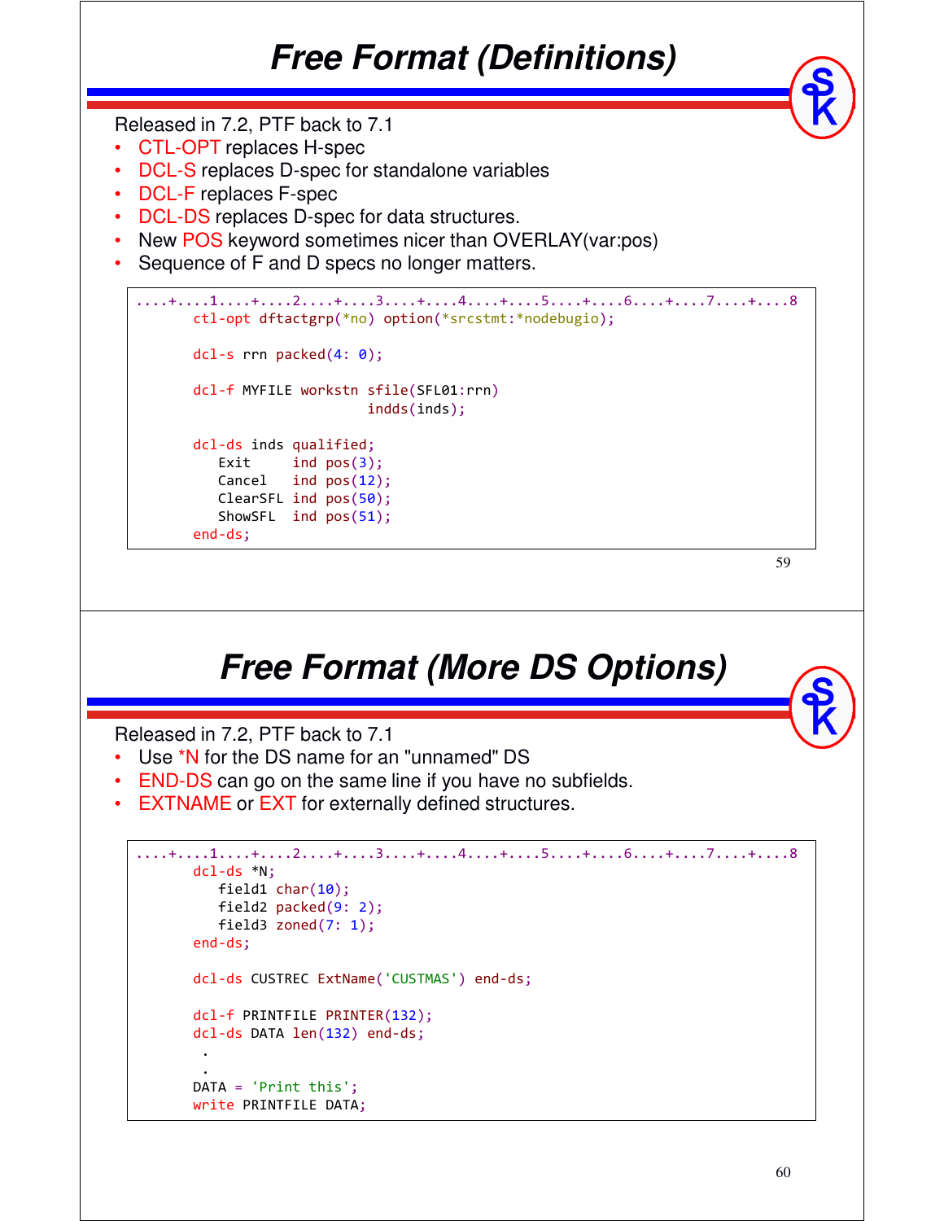# Free Format (Definitions)

Released in 7.2, PTF back to 7.1

- CTL-OPT replaces H-spec
- DCL-S replaces D-spec for standalone variables
- DCL-F replaces F-spec
- DCL-DS replaces D-spec for data structures.
- New POS keyword sometimes nicer than OVERLAY(var:pos)
- Sequence of F and D specs no longer matters.

```
....+....1....+....2....+....3....+....4....+....5....+....6....+....7....+....8
       ctl-opt dftactgrp(*no) option(*srcstmt:*nodebugio);

       dcl-s rrn packed(4: 0);

       dcl-f MYFILE workstn sfile(SFL01:rrn)
                            indds(inds);

       dcl-ds inds qualified;
          Exit     ind pos(3);
          Cancel   ind pos(12);
          ClearSFL ind pos(50);
          ShowSFL  ind pos(51);
       end-ds;
```

# Free Format (More DS Options)

Released in 7.2, PTF back to 7.1

- Use *N for the DS name for an "unnamed" DS
- END-DS can go on the same line if you have no subfields.
- EXTNAME or EXT for externally defined structures.

```
....+....1....+....2....+....3....+....4....+....5....+....6....+....7....+....8
       dcl-ds *N;
          field1 char(10);
          field2 packed(9: 2);
          field3 zoned(7: 1);
       end-ds;

       dcl-ds CUSTREC ExtName('CUSTMAS') end-ds;

       dcl-f PRINTFILE PRINTER(132);
       dcl-ds DATA len(132) end-ds;
        .
        .
       DATA = 'Print this';
       write PRINTFILE DATA;
```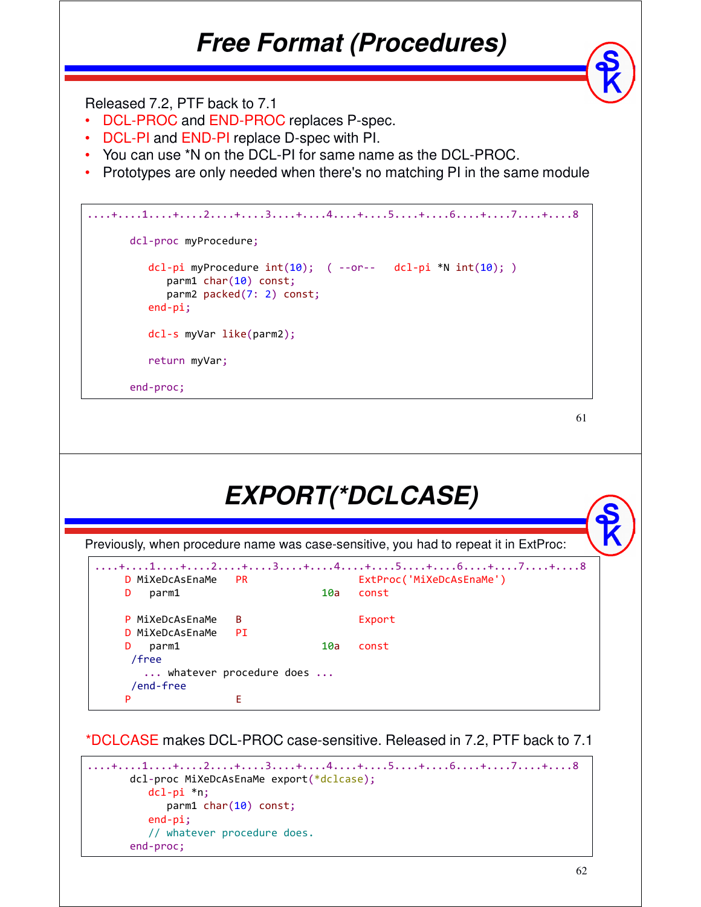# Free Format (Procedures)

Released 7.2, PTF back to 7.1

- DCL-PROC and END-PROC replaces P-spec.
- DCL-PI and END-PI replace D-spec with PI.
- You can use *N on the DCL-PI for same name as the DCL-PROC.
- Prototypes are only needed when there's no matching PI in the same module

```
....+....1....+....2....+....3....+....4....+....5....+....6....+....7....+....8

       dcl-proc myProcedure;

          dcl-pi myProcedure int(10);  ( --or--   dcl-pi *N int(10); )
             parm1 char(10) const;
             parm2 packed(7: 2) const;
          end-pi;

          dcl-s myVar like(parm2);

          return myVar;

       end-proc;
```

# EXPORT(*DCLCASE)

Previously, when procedure name was case-sensitive, you had to repeat it in ExtProc:

```
....+....1....+....2....+....3....+....4....+....5....+....6....+....7....+....8
     D MiXeDcAsEnaMe   PR                  ExtProc('MiXeDcAsEnaMe')
     D   parm1                       10a   const

     P MiXeDcAsEnaMe   B                   Export
     D MiXeDcAsEnaMe   PI
     D   parm1                       10a   const
      /free
        ... whatever procedure does ...
      /end-free
     P                 E
```

*DCLCASE makes DCL-PROC case-sensitive. Released in 7.2, PTF back to 7.1

```
....+....1....+....2....+....3....+....4....+....5....+....6....+....7....+....8
       dcl-proc MiXeDcAsEnaMe export(*dclcase);
          dcl-pi *n;
             parm1 char(10) const;
          end-pi;
          // whatever procedure does.
       end-proc;
```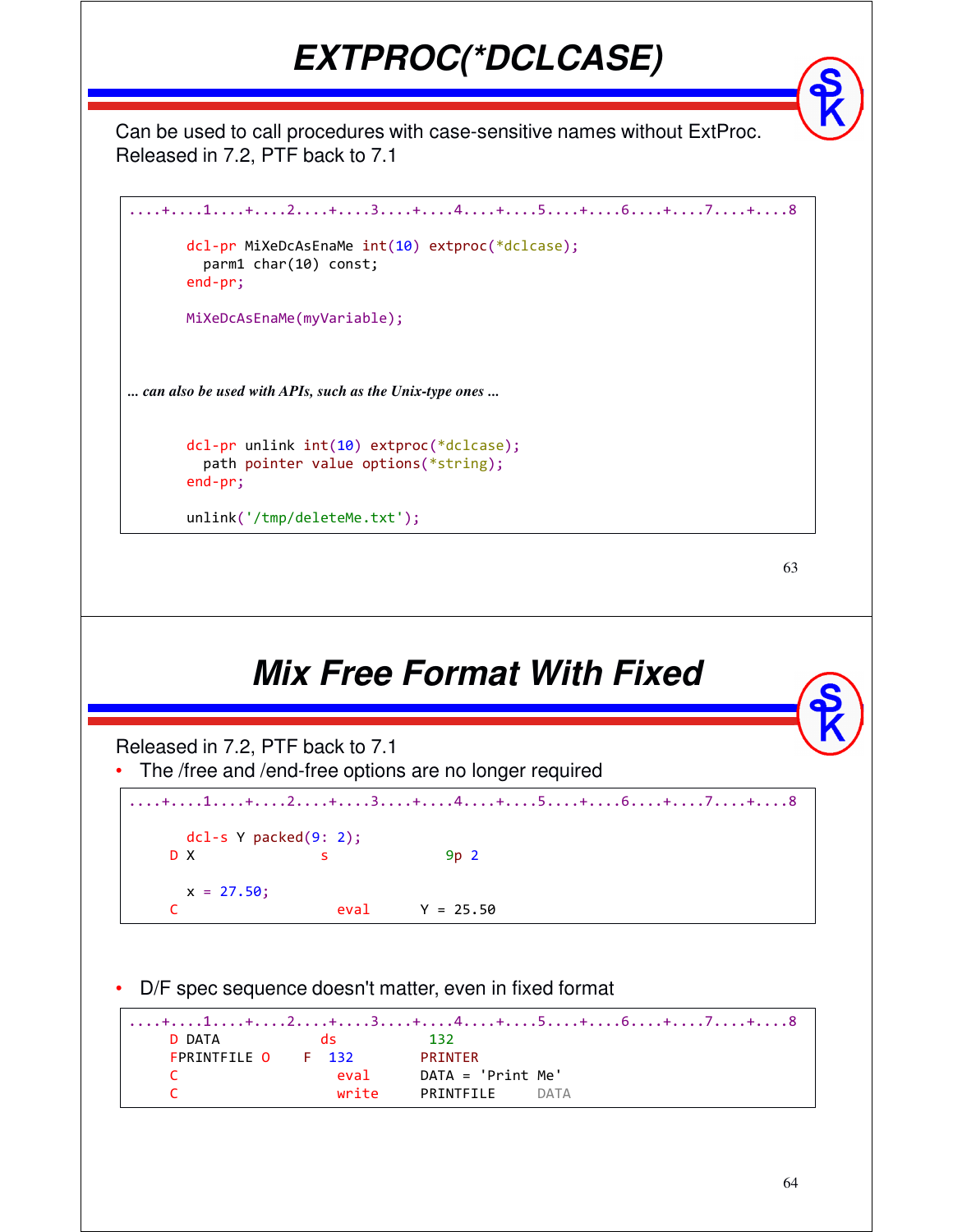# EXTPROC(*DCLCASE)

Can be used to call procedures with case-sensitive names without ExtProc. Released in 7.2, PTF back to 7.1

```
....+....1....+....2....+....3....+....4....+....5....+....6....+....7....+....8

       dcl-pr MiXeDcAsEnaMe int(10) extproc(*dclcase);
         parm1 char(10) const;
       end-pr;

       MiXeDcAsEnaMe(myVariable);
```

*... can also be used with APIs, such as the Unix-type ones ...*

```
       dcl-pr unlink int(10) extproc(*dclcase);
         path pointer value options(*string);
       end-pr;

       unlink('/tmp/deleteMe.txt');
```

# Mix Free Format With Fixed

Released in 7.2, PTF back to 7.1

- The /free and /end-free options are no longer required

```
....+....1....+....2....+....3....+....4....+....5....+....6....+....7....+....8

       dcl-s Y packed(9: 2);
     D X               s              9p 2

       x = 27.50;
     C                   eval      Y = 25.50
```

- D/F spec sequence doesn't matter, even in fixed format

```
....+....1....+....2....+....3....+....4....+....5....+....6....+....7....+....8
     D DATA            ds           132
     FPRINTFILE O    F  132        PRINTER
     C                   eval      DATA = 'Print Me'
     C                   write     PRINTFILE     DATA
```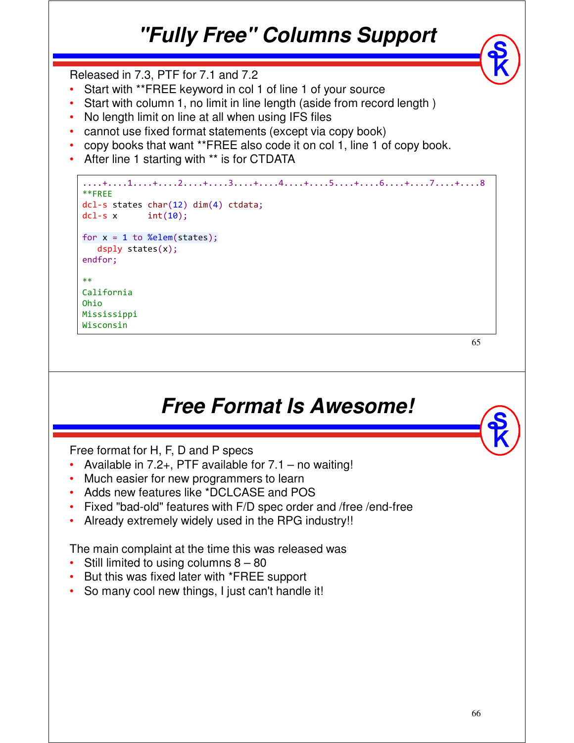# "Fully Free" Columns Support

Released in 7.3, PTF for 7.1 and 7.2

- Start with **FREE keyword in col 1 of line 1 of your source
- Start with column 1, no limit in line length (aside from record length )
- No length limit on line at all when using IFS files
- cannot use fixed format statements (except via copy book)
- copy books that want **FREE also code it on col 1, line 1 of copy book.
- After line 1 starting with ** is for CTDATA

```
....+....1....+....2....+....3....+....4....+....5....+....6....+....7....+....8
**FREE
dcl-s states char(12) dim(4) ctdata;
dcl-s x      int(10);

for x = 1 to %elem(states);
   dsply states(x);
endfor;

**
California
Ohio
Mississippi
Wisconsin
```

# Free Format Is Awesome!

Free format for H, F, D and P specs

- Available in 7.2+, PTF available for 7.1 – no waiting!
- Much easier for new programmers to learn
- Adds new features like *DCLCASE and POS
- Fixed "bad-old" features with F/D spec order and /free /end-free
- Already extremely widely used in the RPG industry!!

The main complaint at the time this was released was

- Still limited to using columns 8 – 80
- But this was fixed later with *FREE support
- So many cool new things, I just can't handle it!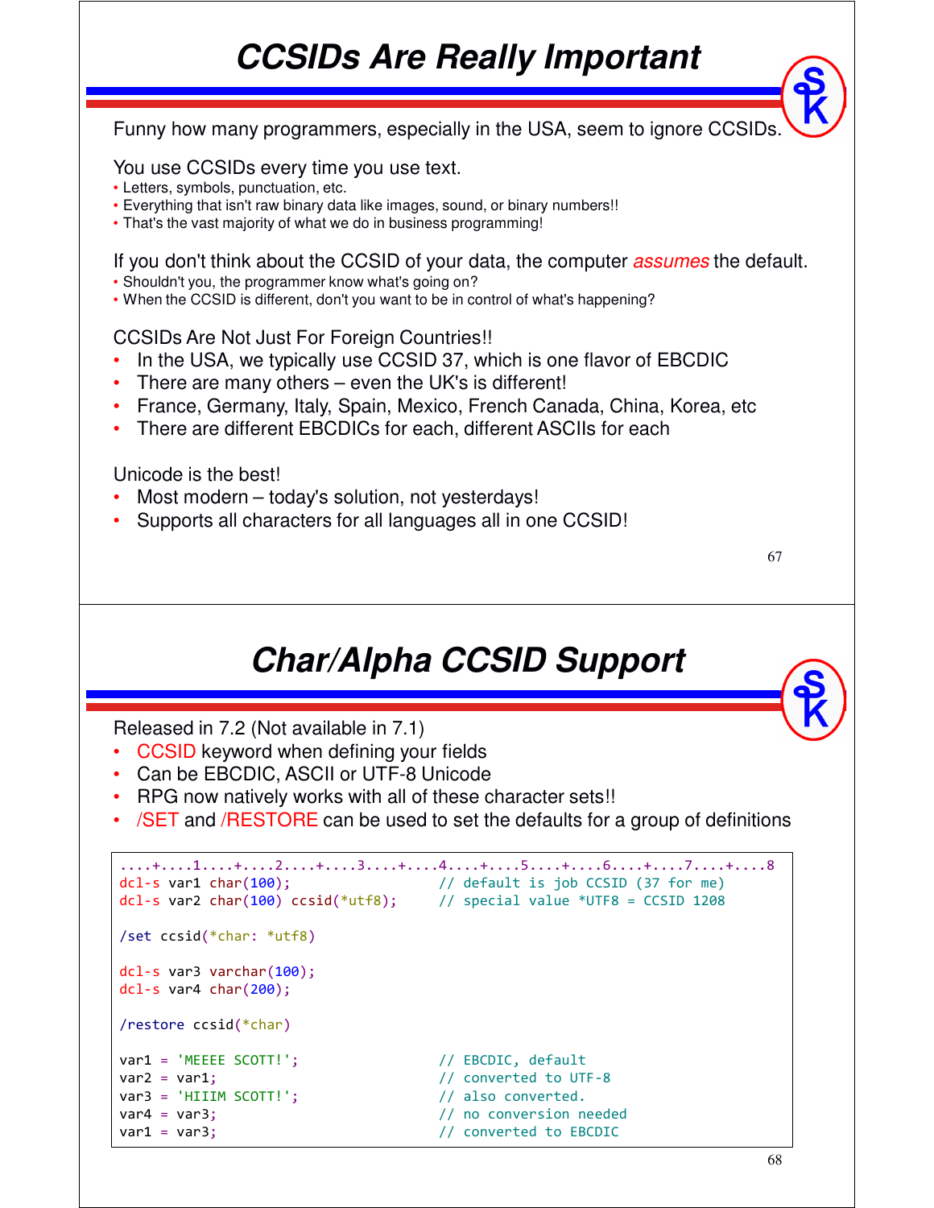# CCSIDs Are Really Important

Funny how many programmers, especially in the USA, seem to ignore CCSIDs.

You use CCSIDs every time you use text.

- Letters, symbols, punctuation, etc.
- Everything that isn't raw binary data like images, sound, or binary numbers!!
- That's the vast majority of what we do in business programming!

If you don't think about the CCSID of your data, the computer *assumes* the default.

- Shouldn't you, the programmer know what's going on?
- When the CCSID is different, don't you want to be in control of what's happening?

CCSIDs Are Not Just For Foreign Countries!!

- In the USA, we typically use CCSID 37, which is one flavor of EBCDIC
- There are many others – even the UK's is different!
- France, Germany, Italy, Spain, Mexico, French Canada, China, Korea, etc
- There are different EBCDICs for each, different ASCIIs for each

Unicode is the best!

- Most modern – today's solution, not yesterdays!
- Supports all characters for all languages all in one CCSID!

# Char/Alpha CCSID Support

Released in 7.2 (Not available in 7.1)

- CCSID keyword when defining your fields
- Can be EBCDIC, ASCII or UTF-8 Unicode
- RPG now natively works with all of these character sets!!
- /SET and /RESTORE can be used to set the defaults for a group of definitions

```
....+....1....+....2....+....3....+....4....+....5....+....6....+....7....+....8
dcl-s var1 char(100);                  // default is job CCSID (37 for me)
dcl-s var2 char(100) ccsid(*utf8);     // special value *UTF8 = CCSID 1208

/set ccsid(*char: *utf8)

dcl-s var3 varchar(100);
dcl-s var4 char(200);

/restore ccsid(*char)

var1 = 'MEEEE SCOTT!';                 // EBCDIC, default
var2 = var1;                           // converted to UTF-8
var3 = 'HIIIM SCOTT!';                 // also converted.
var4 = var3;                           // no conversion needed
var1 = var3;                           // converted to EBCDIC
```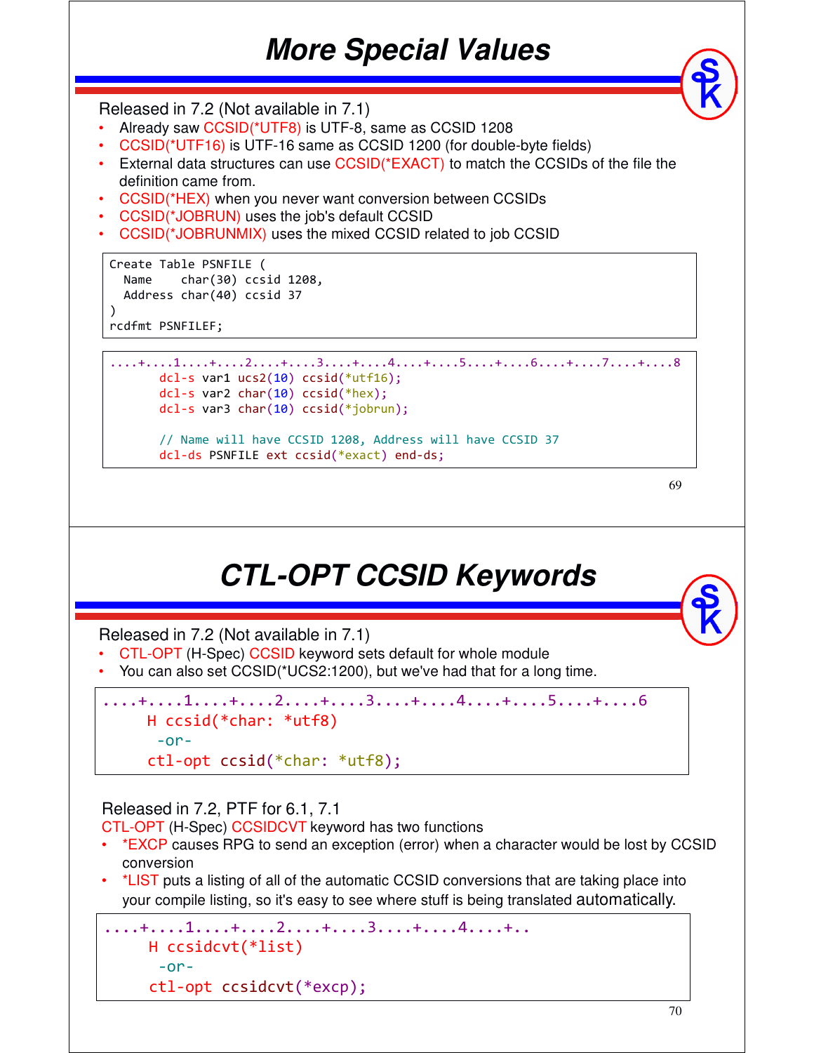# More Special Values

Released in 7.2 (Not available in 7.1)

- Already saw CCSID(*UTF8) is UTF-8, same as CCSID 1208
- CCSID(*UTF16) is UTF-16 same as CCSID 1200 (for double-byte fields)
- External data structures can use CCSID(*EXACT) to match the CCSIDs of the file the definition came from.
- CCSID(*HEX) when you never want conversion between CCSIDs
- CCSID(*JOBRUN) uses the job's default CCSID
- CCSID(*JOBRUNMIX) uses the mixed CCSID related to job CCSID

```
Create Table PSNFILE (
  Name    char(30) ccsid 1208,
  Address char(40) ccsid 37
)
rcdfmt PSNFILEF;
```

```
....+....1....+....2....+....3....+....4....+....5....+....6....+....7....+....8
       dcl-s var1 ucs2(10) ccsid(*utf16);
       dcl-s var2 char(10) ccsid(*hex);
       dcl-s var3 char(10) ccsid(*jobrun);

       // Name will have CCSID 1208, Address will have CCSID 37
       dcl-ds PSNFILE ext ccsid(*exact) end-ds;
```

# CTL-OPT CCSID Keywords

Released in 7.2 (Not available in 7.1)

- CTL-OPT (H-Spec) CCSID keyword sets default for whole module
- You can also set CCSID(*UCS2:1200), but we've had that for a long time.

```
....+....1....+....2....+....3....+....4....+....5....+....6
     H ccsid(*char: *utf8)
      -or-
     ctl-opt ccsid(*char: *utf8);
```

Released in 7.2, PTF for 6.1, 7.1

CTL-OPT (H-Spec) CCSIDCVT keyword has two functions

- *EXCP causes RPG to send an exception (error) when a character would be lost by CCSID conversion
- *LIST puts a listing of all of the automatic CCSID conversions that are taking place into your compile listing, so it's easy to see where stuff is being translated automatically.

```
....+....1....+....2....+....3....+....4....+..
     H ccsidcvt(*list)
      -or-
     ctl-opt ccsidcvt(*excp);
```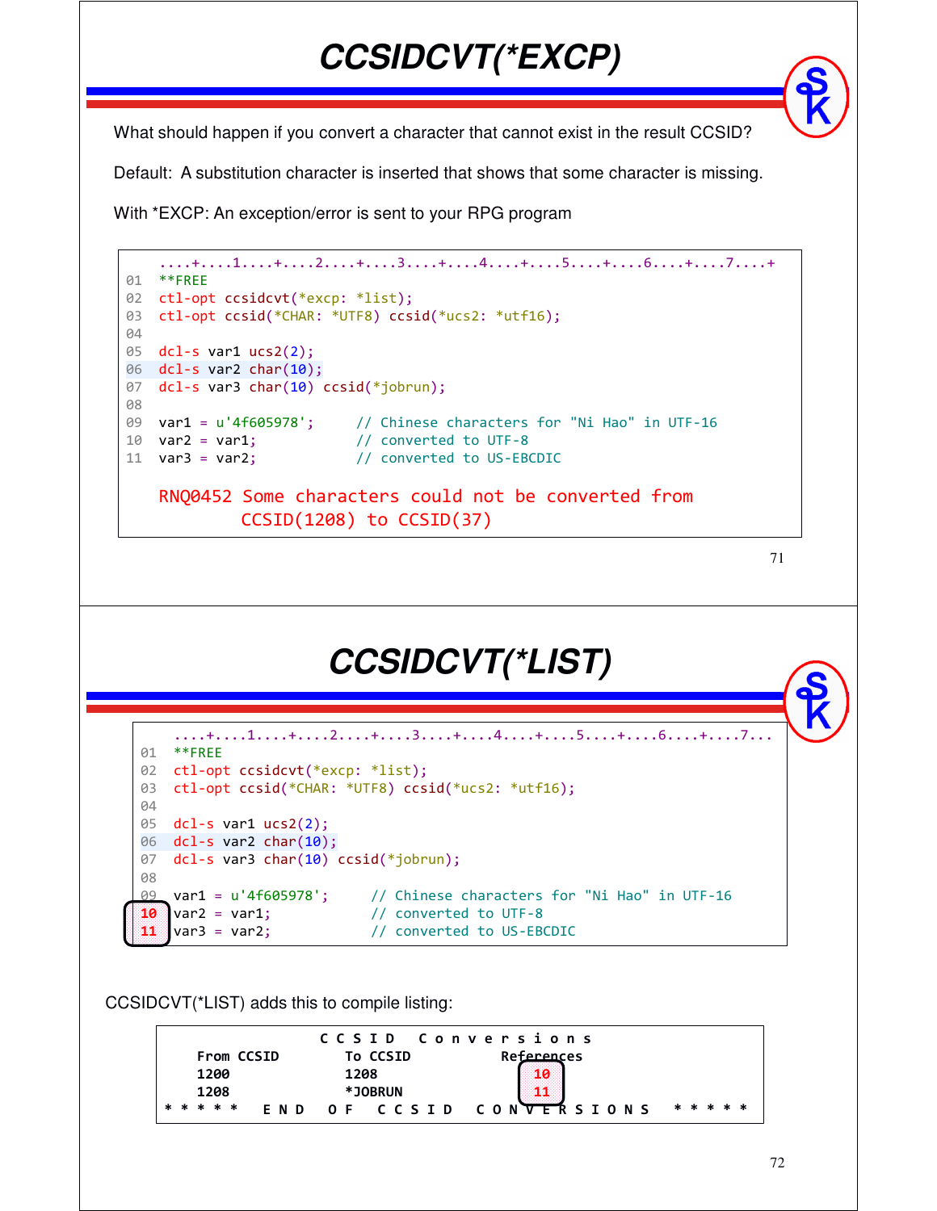# CCSIDCVT(*EXCP)

What should happen if you convert a character that cannot exist in the result CCSID?

Default: A substitution character is inserted that shows that some character is missing.

With *EXCP: An exception/error is sent to your RPG program

```
    ....+....1....+....2....+....3....+....4....+....5....+....6....+....7....+
01  **FREE
02  ctl-opt ccsidcvt(*excp: *list);
03  ctl-opt ccsid(*CHAR: *UTF8) ccsid(*ucs2: *utf16);
04
05  dcl-s var1 ucs2(2);
06  dcl-s var2 char(10);
07  dcl-s var3 char(10) ccsid(*jobrun);
08
09  var1 = u'4f605978';     // Chinese characters for "Ni Hao" in UTF-16
10  var2 = var1;            // converted to UTF-8
11  var3 = var2;            // converted to US-EBCDIC

    RNQ0452 Some characters could not be converted from
            CCSID(1208) to CCSID(37)
```

# CCSIDCVT(*LIST)

```
    ....+....1....+....2....+....3....+....4....+....5....+....6....+....7...
01  **FREE
02  ctl-opt ccsidcvt(*excp: *list);
03  ctl-opt ccsid(*CHAR: *UTF8) ccsid(*ucs2: *utf16);
04
05  dcl-s var1 ucs2(2);
06  dcl-s var2 char(10);
07  dcl-s var3 char(10) ccsid(*jobrun);
08
09  var1 = u'4f605978';     // Chinese characters for "Ni Hao" in UTF-16
10  var2 = var1;            // converted to UTF-8
11  var3 = var2;            // converted to US-EBCDIC
```

CCSIDCVT(*LIST) adds this to compile listing:

```
                    C C S I D   C o n v e r s i o n s
    From CCSID           To CCSID              References
    1200                 1208                     10
    1208                 *JOBRUN                  11
* * * * *   E N D   O F   C C S I D   C O N V E R S I O N S   * * * * *
```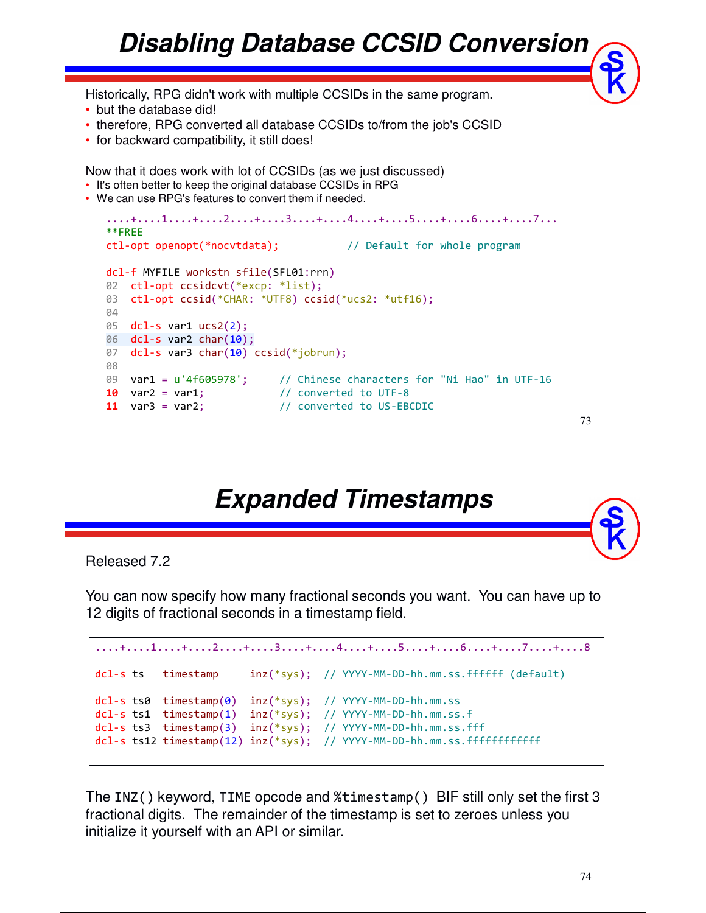# Disabling Database CCSID Conversion

Historically, RPG didn't work with multiple CCSIDs in the same program.

- but the database did!
- therefore, RPG converted all database CCSIDs to/from the job's CCSID
- for backward compatibility, it still does!

Now that it does work with lot of CCSIDs (as we just discussed)

- It's often better to keep the original database CCSIDs in RPG
- We can use RPG's features to convert them if needed.

```
....+....1....+....2....+....3....+....4....+....5....+....6....+....7...
**FREE
ctl-opt openopt(*nocvtdata);          // Default for whole program

dcl-f MYFILE workstn sfile(SFL01:rrn)
02  ctl-opt ccsidcvt(*excp: *list);
03  ctl-opt ccsid(*CHAR: *UTF8) ccsid(*ucs2: *utf16);
04
05  dcl-s var1 ucs2(2);
06  dcl-s var2 char(10);
07  dcl-s var3 char(10) ccsid(*jobrun);
08
09  var1 = u'4f605978';      // Chinese characters for "Ni Hao" in UTF-16
10  var2 = var1;             // converted to UTF-8
11  var3 = var2;             // converted to US-EBCDIC
```

# Expanded Timestamps

Released 7.2

You can now specify how many fractional seconds you want. You can have up to 12 digits of fractional seconds in a timestamp field.

```
....+....1....+....2....+....3....+....4....+....5....+....6....+....7....+....8

dcl-s ts   timestamp     inz(*sys);  // YYYY-MM-DD-hh.mm.ss.ffffff (default)

dcl-s ts0  timestamp(0)  inz(*sys);  // YYYY-MM-DD-hh.mm.ss
dcl-s ts1  timestamp(1)  inz(*sys);  // YYYY-MM-DD-hh.mm.ss.f
dcl-s ts3  timestamp(3)  inz(*sys);  // YYYY-MM-DD-hh.mm.ss.fff
dcl-s ts12 timestamp(12) inz(*sys);  // YYYY-MM-DD-hh.mm.ss.ffffffffffff
```

The `INZ()` keyword, `TIME` opcode and `%timestamp()` BIF still only set the first 3 fractional digits. The remainder of the timestamp is set to zeroes unless you initialize it yourself with an API or similar.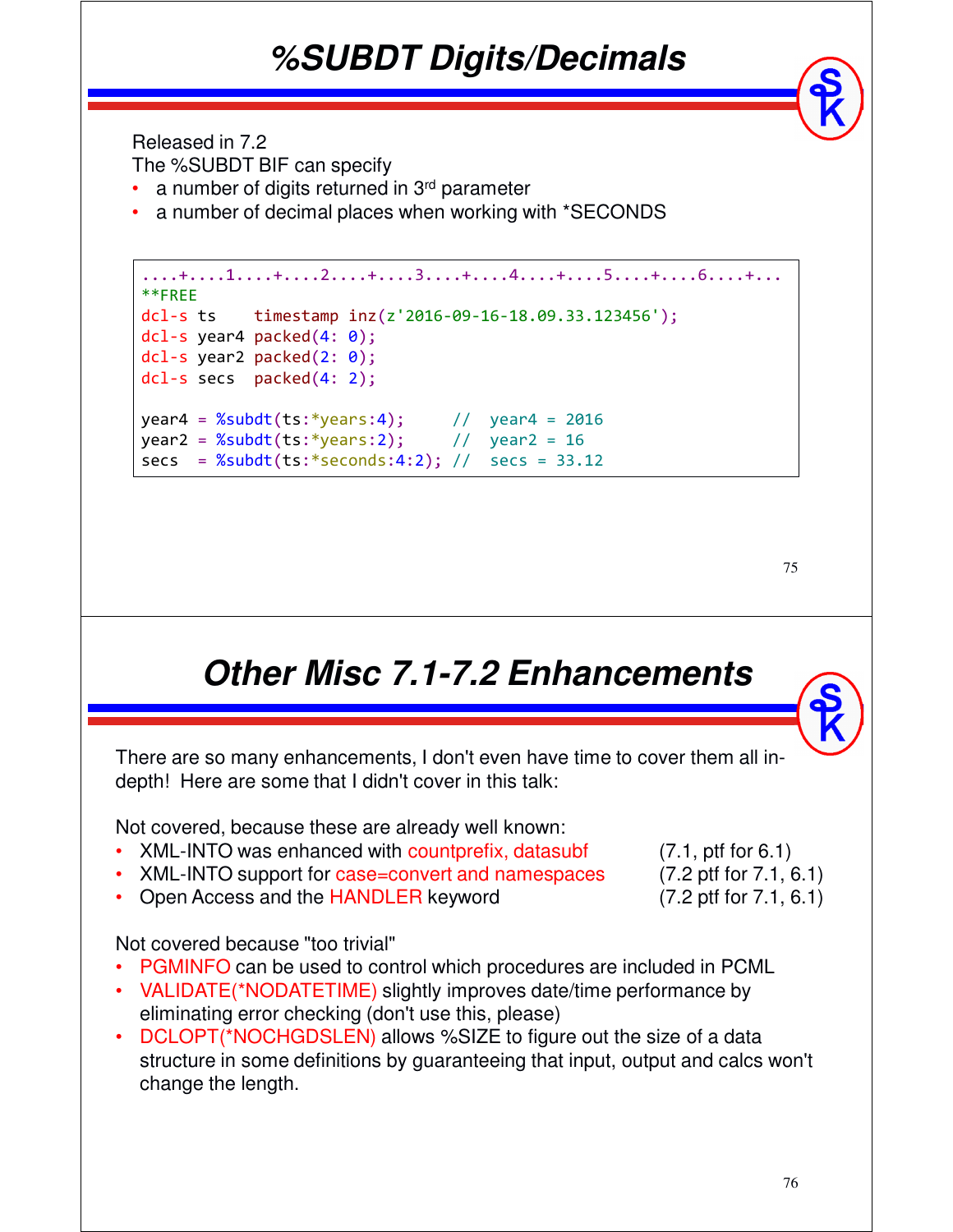# %SUBDT Digits/Decimals

Released in 7.2

The %SUBDT BIF can specify

- a number of digits returned in 3rd parameter
- a number of decimal places when working with *SECONDS

```
....+....1....+....2....+....3....+....4....+....5....+....6....+...
**FREE
dcl-s ts    timestamp inz(z'2016-09-16-18.09.33.123456');
dcl-s year4 packed(4: 0);
dcl-s year2 packed(2: 0);
dcl-s secs  packed(4: 2);

year4 = %subdt(ts:*years:4);     //  year4 = 2016
year2 = %subdt(ts:*years:2);     //  year2 = 16
secs  = %subdt(ts:*seconds:4:2); //  secs = 33.12
```

# Other Misc 7.1-7.2 Enhancements

There are so many enhancements, I don't even have time to cover them all in-depth! Here are some that I didn't cover in this talk:

Not covered, because these are already well known:

- XML-INTO was enhanced with countprefix, datasubf (7.1, ptf for 6.1)
- XML-INTO support for case=convert and namespaces (7.2 ptf for 7.1, 6.1)
- Open Access and the HANDLER keyword (7.2 ptf for 7.1, 6.1)

Not covered because "too trivial"

- PGMINFO can be used to control which procedures are included in PCML
- VALIDATE(*NODATETIME) slightly improves date/time performance by eliminating error checking (don't use this, please)
- DCLOPT(*NOCHGDSLEN) allows %SIZE to figure out the size of a data structure in some definitions by guaranteeing that input, output and calcs won't change the length.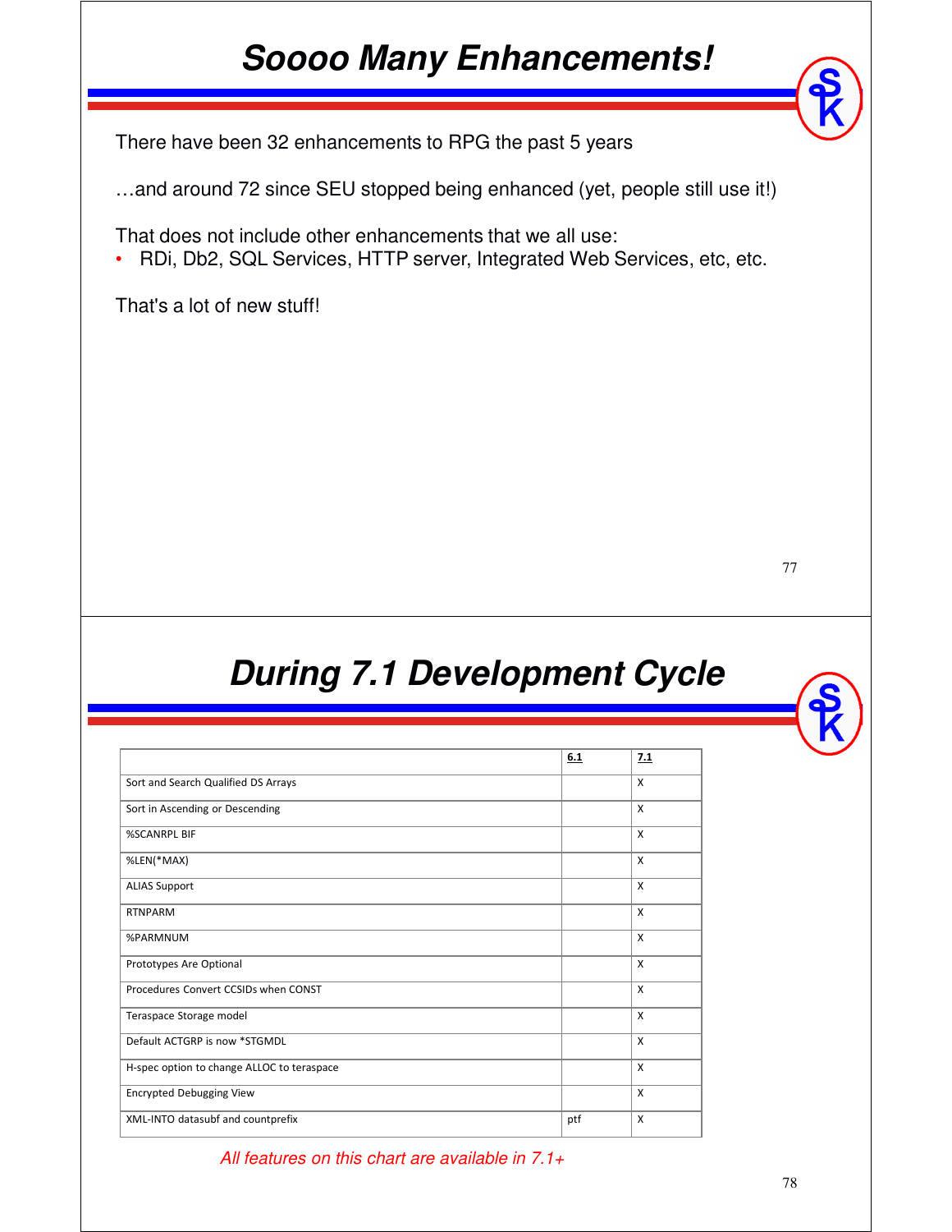# Soooo Many Enhancements!

There have been 32 enhancements to RPG the past 5 years

…and around 72 since SEU stopped being enhanced (yet, people still use it!)

That does not include other enhancements that we all use:

- RDi, Db2, SQL Services, HTTP server, Integrated Web Services, etc, etc.

That's a lot of new stuff!

# During 7.1 Development Cycle

| | 6.1 | 7.1 |
|---|---|---|
| Sort and Search Qualified DS Arrays | | X |
| Sort in Ascending or Descending | | X |
| %SCANRPL BIF | | X |
| %LEN(*MAX) | | X |
| ALIAS Support | | X |
| RTNPARM | | X |
| %PARMNUM | | X |
| Prototypes Are Optional | | X |
| Procedures Convert CCSIDs when CONST | | X |
| Teraspace Storage model | | X |
| Default ACTGRP is now *STGMDL | | X |
| H-spec option to change ALLOC to teraspace | | X |
| Encrypted Debugging View | | X |
| XML-INTO datasubf and countprefix | ptf | X |

*All features on this chart are available in 7.1+*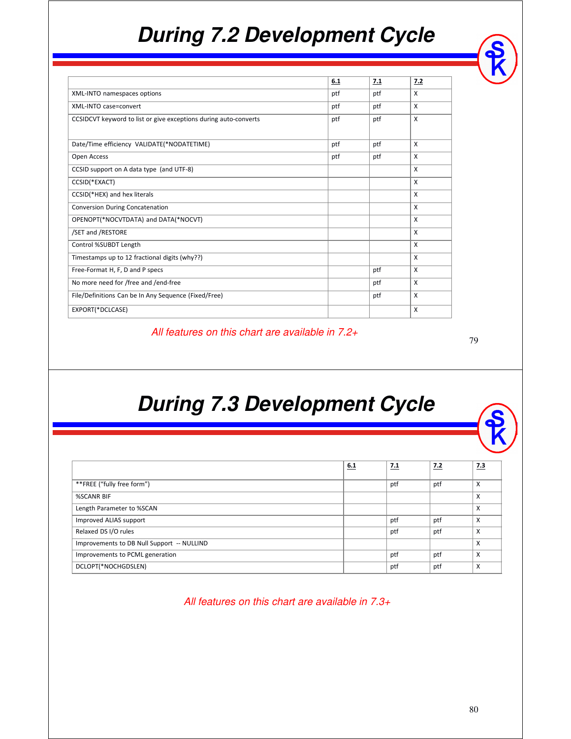# During 7.2 Development Cycle

| | 6.1 | 7.1 | 7.2 |
|---|---|---|---|
| XML-INTO namespaces options | ptf | ptf | X |
| XML-INTO case=convert | ptf | ptf | X |
| CCSIDCVT keyword to list or give exceptions during auto-converts | ptf | ptf | X |
| Date/Time efficiency VALIDATE(*NODATETIME) | ptf | ptf | X |
| Open Access | ptf | ptf | X |
| CCSID support on A data type (and UTF-8) | | | X |
| CCSID(*EXACT) | | | X |
| CCSID(*HEX) and hex literals | | | X |
| Conversion During Concatenation | | | X |
| OPENOPT(*NOCVTDATA) and DATA(*NOCVT) | | | X |
| /SET and /RESTORE | | | X |
| Control %SUBDT Length | | | X |
| Timestamps up to 12 fractional digits (why??) | | | X |
| Free-Format H, F, D and P specs | | ptf | X |
| No more need for /free and /end-free | | ptf | X |
| File/Definitions Can be In Any Sequence (Fixed/Free) | | ptf | X |
| EXPORT(*DCLCASE) | | | X |

*All features on this chart are available in 7.2+*

# During 7.3 Development Cycle

| | 6.1 | 7.1 | 7.2 | 7.3 |
|---|---|---|---|---|
| **FREE ("fully free form") | | ptf | ptf | X |
| %SCANR BIF | | | | X |
| Length Parameter to %SCAN | | | | X |
| Improved ALIAS support | | ptf | ptf | X |
| Relaxed DS I/O rules | | ptf | ptf | X |
| Improvements to DB Null Support -- NULLIND | | | | X |
| Improvements to PCML generation | | ptf | ptf | X |
| DCLOPT(*NOCHGDSLEN) | | ptf | ptf | X |

*All features on this chart are available in 7.3+*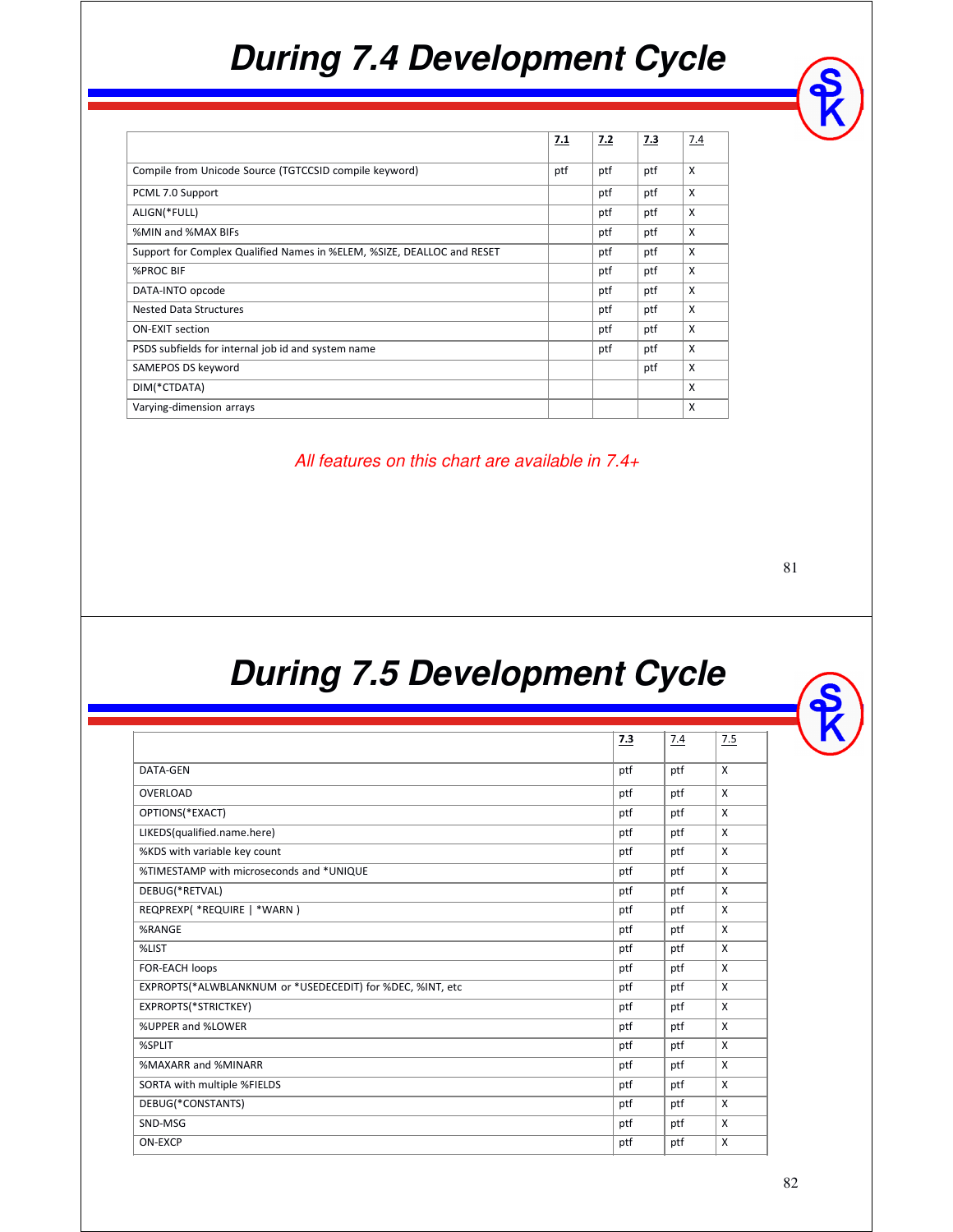# During 7.4 Development Cycle

| | 7.1 | 7.2 | 7.3 | 7.4 |
|---|---|---|---|---|
| Compile from Unicode Source (TGTCCSID compile keyword) | ptf | ptf | ptf | X |
| PCML 7.0 Support | | ptf | ptf | X |
| ALIGN(*FULL) | | ptf | ptf | X |
| %MIN and %MAX BIFs | | ptf | ptf | X |
| Support for Complex Qualified Names in %ELEM, %SIZE, DEALLOC and RESET | | ptf | ptf | X |
| %PROC BIF | | ptf | ptf | X |
| DATA-INTO opcode | | ptf | ptf | X |
| Nested Data Structures | | ptf | ptf | X |
| ON-EXIT section | | ptf | ptf | X |
| PSDS subfields for internal job id and system name | | ptf | ptf | X |
| SAMEPOS DS keyword | | | ptf | X |
| DIM(*CTDATA) | | | | X |
| Varying-dimension arrays | | | | X |

*All features on this chart are available in 7.4+*

# During 7.5 Development Cycle

| | 7.3 | 7.4 | 7.5 |
|---|---|---|---|
| DATA-GEN | ptf | ptf | X |
| OVERLOAD | ptf | ptf | X |
| OPTIONS(*EXACT) | ptf | ptf | X |
| LIKEDS(qualified.name.here) | ptf | ptf | X |
| %KDS with variable key count | ptf | ptf | X |
| %TIMESTAMP with microseconds and *UNIQUE | ptf | ptf | X |
| DEBUG(*RETVAL) | ptf | ptf | X |
| REQPREXP( *REQUIRE \| *WARN ) | ptf | ptf | X |
| %RANGE | ptf | ptf | X |
| %LIST | ptf | ptf | X |
| FOR-EACH loops | ptf | ptf | X |
| EXPROPTS(*ALWBLANKNUM or *USEDECEDIT) for %DEC, %INT, etc | ptf | ptf | X |
| EXPROPTS(*STRICTKEY) | ptf | ptf | X |
| %UPPER and %LOWER | ptf | ptf | X |
| %SPLIT | ptf | ptf | X |
| %MAXARR and %MINARR | ptf | ptf | X |
| SORTA with multiple %FIELDS | ptf | ptf | X |
| DEBUG(*CONSTANTS) | ptf | ptf | X |
| SND-MSG | ptf | ptf | X |
| ON-EXCP | ptf | ptf | X |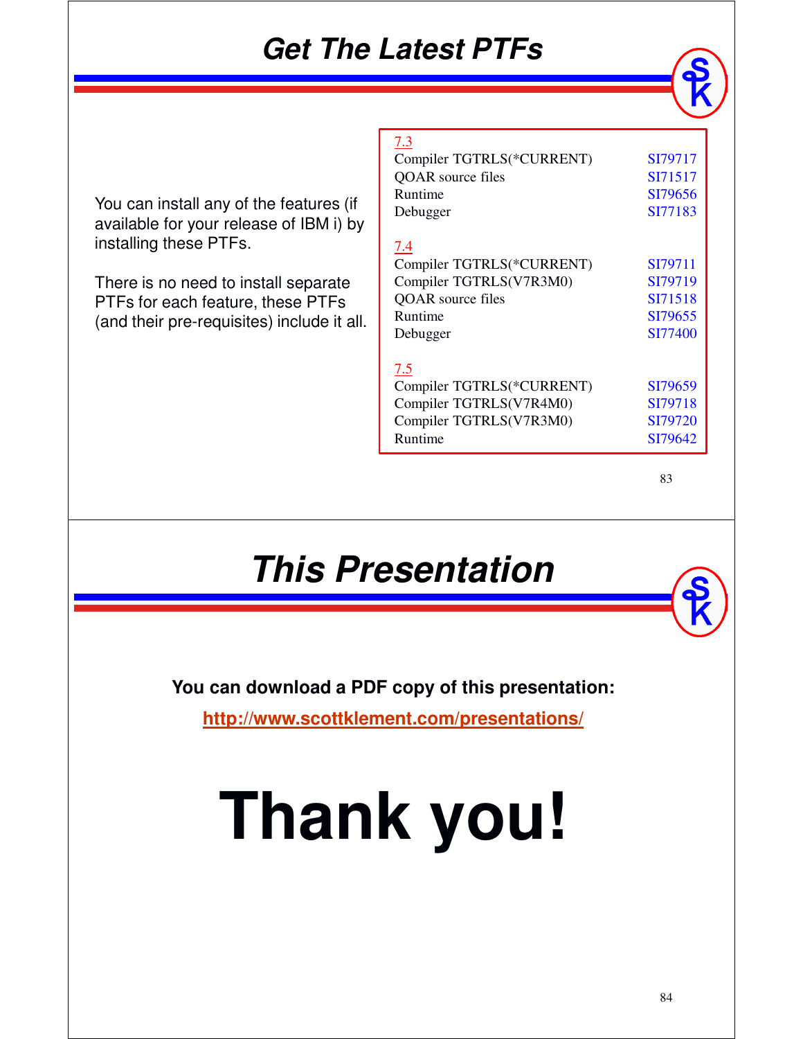# Get The Latest PTFs

You can install any of the features (if available for your release of IBM i) by installing these PTFs.

There is no need to install separate PTFs for each feature, these PTFs (and their pre-requisites) include it all.

| | |
|---|---|
| 7.3 | |
| Compiler TGTRLS(*CURRENT) | SI79717 |
| QOAR source files | SI71517 |
| Runtime | SI79656 |
| Debugger | SI77183 |
| 7.4 | |
| Compiler TGTRLS(*CURRENT) | SI79711 |
| Compiler TGTRLS(V7R3M0) | SI79719 |
| QOAR source files | SI71518 |
| Runtime | SI79655 |
| Debugger | SI77400 |
| 7.5 | |
| Compiler TGTRLS(*CURRENT) | SI79659 |
| Compiler TGTRLS(V7R4M0) | SI79718 |
| Compiler TGTRLS(V7R3M0) | SI79720 |
| Runtime | SI79642 |

# This Presentation

**You can download a PDF copy of this presentation:**

**http://www.scottklement.com/presentations/**

# Thank you!